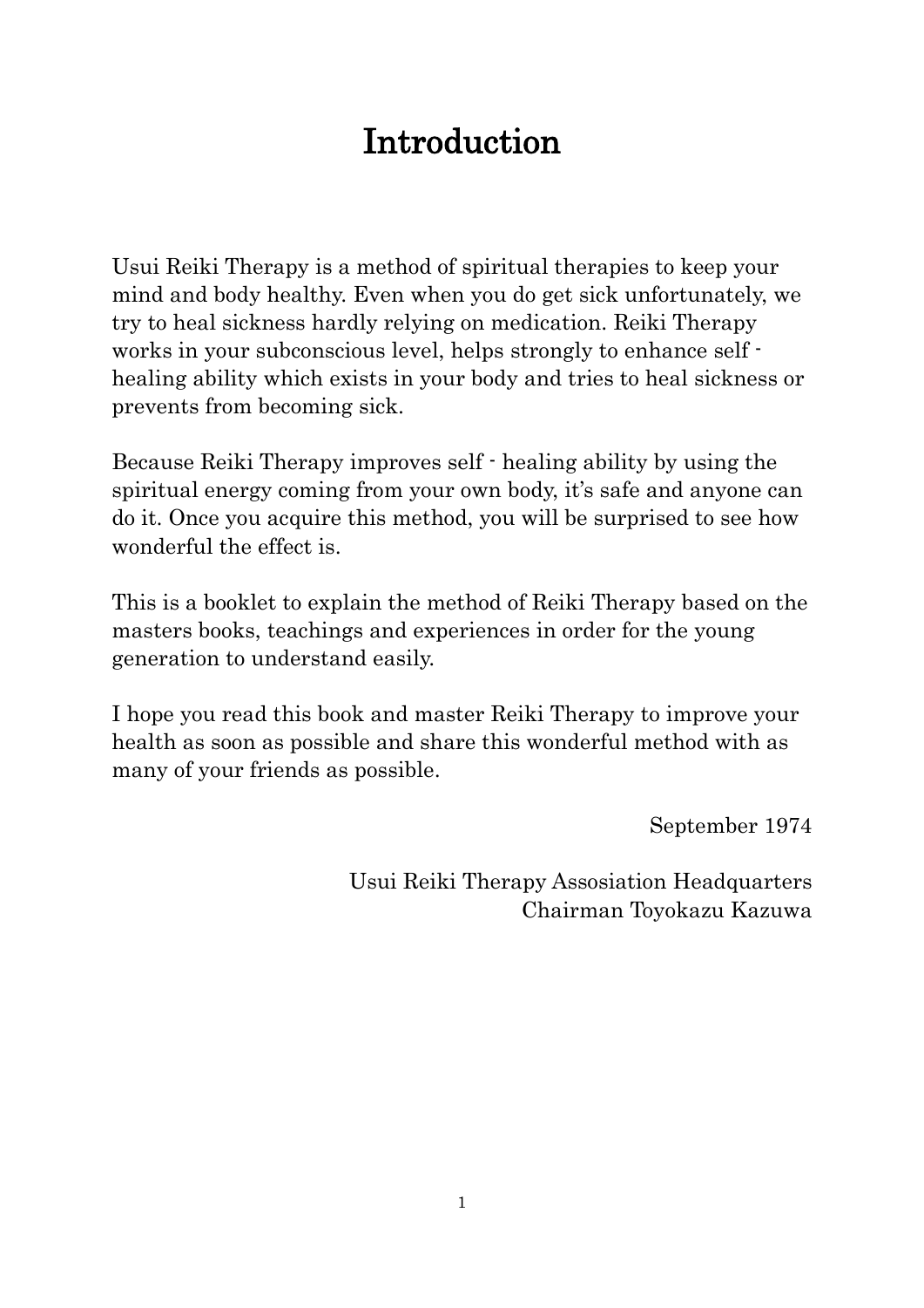# Introduction

Usui Reiki Therapy is a method of spiritual therapies to keep your mind and body healthy. Even when you do get sick unfortunately, we try to heal sickness hardly relying on medication. Reiki Therapy works in your subconscious level, helps strongly to enhance self - healing ability which exists in your body and tries to heal sickness or prevents from becoming sick.

Because Reiki Therapy improves self - healing ability by using the spiritual energy coming from your own body, it's safe and anyone can do it. Once you acquire this method, you will be surprised to see how wonderful the effect is.

This is a booklet to explain the method of Reiki Therapy based on the masters books, teachings and experiences in order for the young generation to understand easily.

I hope you read this book and master Reiki Therapy to improve your health as soon as possible and share this wonderful method with as many of your friends as possible.

September 1974

Usui Reiki Therapy Assosiation Headquarters
Chairman Toyokazu Kazuwa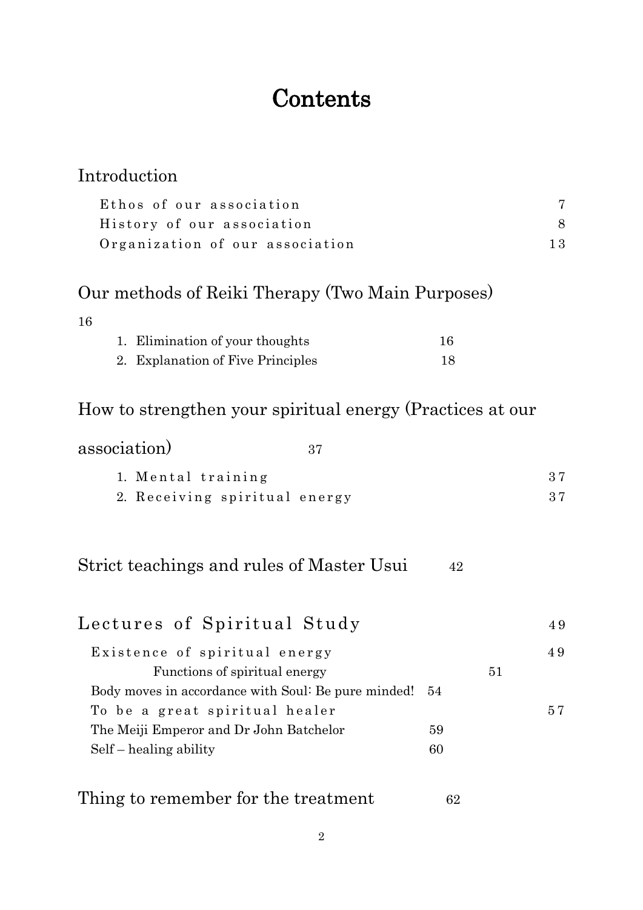# Contents

## Introduction

- Ethos of our association 7
- History of our association 8
- Organization of our association 13

## Our methods of Reiki Therapy (Two Main Purposes)

16

1. Elimination of your thoughts 16
2. Explanation of Five Principles 18

## How to strengthen your spiritual energy (Practices at our association) 37

1. Mental training 37
2. Receiving spiritual energy 37

## Strict teachings and rules of Master Usui 42

## Lectures of Spiritual Study 49

- Existence of spiritual energy 49
  - Functions of spiritual energy 51
- Body moves in accordance with Soul: Be pure minded! 54
- To be a great spiritual healer 57
- The Meiji Emperor and Dr John Batchelor 59
- Self – healing ability 60

## Thing to remember for the treatment 62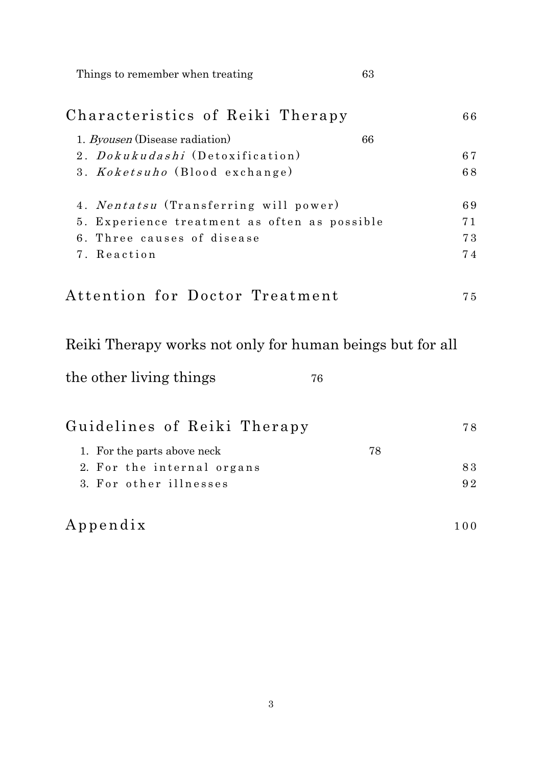Things to remember when treating 63

Characteristics of Reiki Therapy 66

1. *Byousen* (Disease radiation) 66
2. *Dokukudashi* (Detoxification) 67
3. *Koketsuho* (Blood exchange) 68
4. *Nentatsu* (Transferring will power) 69
5. Experience treatment as often as possible 71
6. Three causes of disease 73
7. Reaction 74

Attention for Doctor Treatment 75

Reiki Therapy works not only for human beings but for all the other living things 76

Guidelines of Reiki Therapy 78

1. For the parts above neck 78
2. For the internal organs 83
3. For other illnesses 92

Appendix 100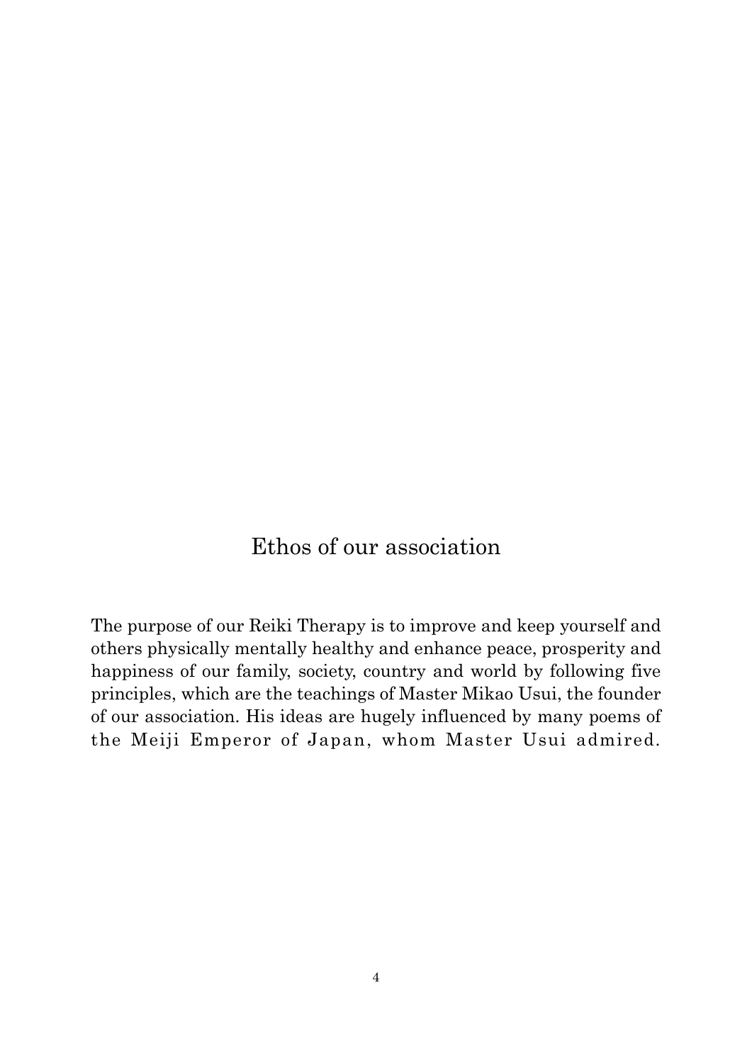# Ethos of our association

The purpose of our Reiki Therapy is to improve and keep yourself and others physically mentally healthy and enhance peace, prosperity and happiness of our family, society, country and world by following five principles, which are the teachings of Master Mikao Usui, the founder of our association. His ideas are hugely influenced by many poems of the Meiji Emperor of Japan, whom Master Usui admired.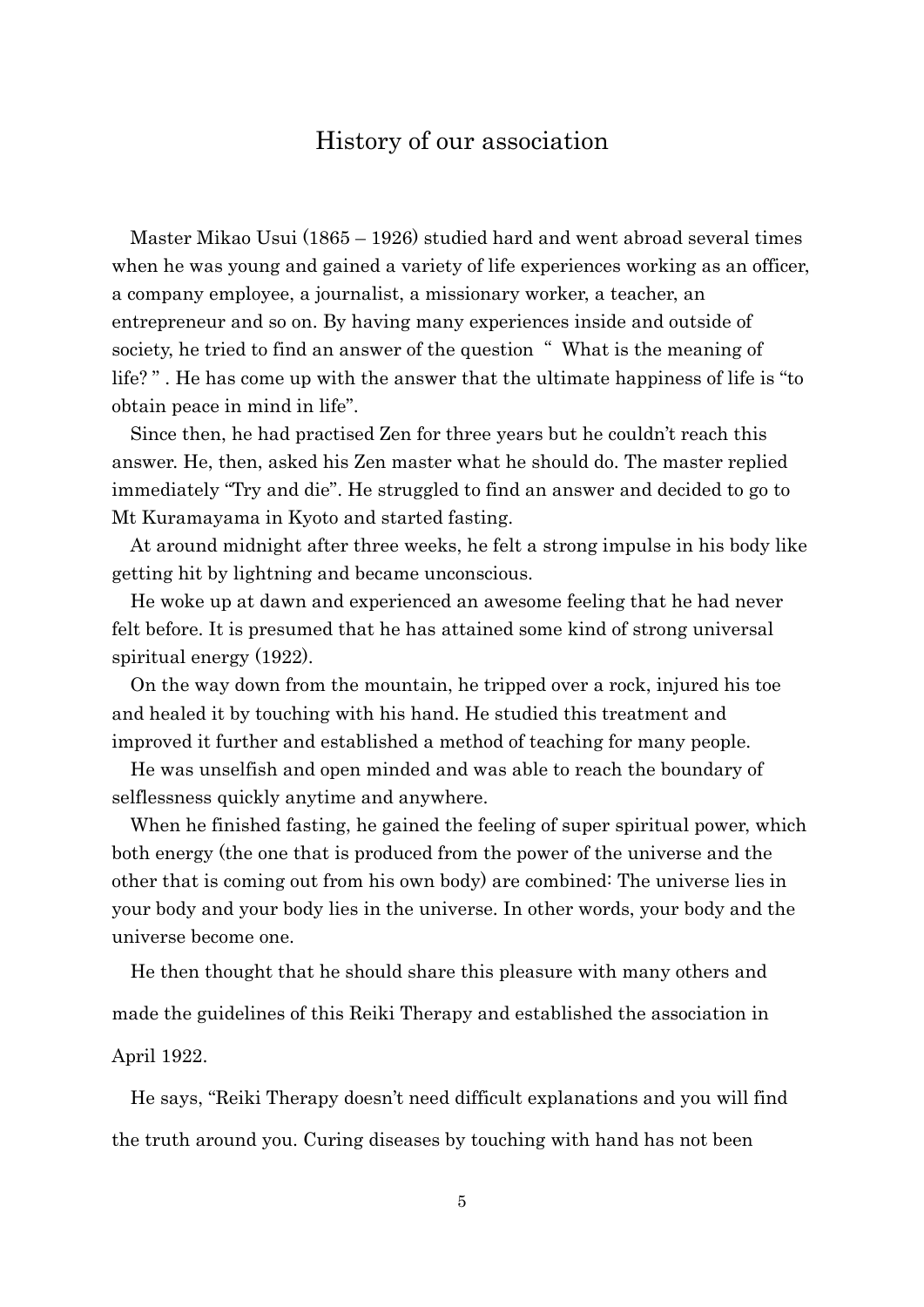# History of our association

Master Mikao Usui (1865 – 1926) studied hard and went abroad several times when he was young and gained a variety of life experiences working as an officer, a company employee, a journalist, a missionary worker, a teacher, an entrepreneur and so on. By having many experiences inside and outside of society, he tried to find an answer of the question " What is the meaning of life? " . He has come up with the answer that the ultimate happiness of life is "to obtain peace in mind in life".

Since then, he had practised Zen for three years but he couldn't reach this answer. He, then, asked his Zen master what he should do. The master replied immediately "Try and die". He struggled to find an answer and decided to go to Mt Kuramayama in Kyoto and started fasting.

At around midnight after three weeks, he felt a strong impulse in his body like getting hit by lightning and became unconscious.

He woke up at dawn and experienced an awesome feeling that he had never felt before. It is presumed that he has attained some kind of strong universal spiritual energy (1922).

On the way down from the mountain, he tripped over a rock, injured his toe and healed it by touching with his hand. He studied this treatment and improved it further and established a method of teaching for many people.

He was unselfish and open minded and was able to reach the boundary of selflessness quickly anytime and anywhere.

When he finished fasting, he gained the feeling of super spiritual power, which both energy (the one that is produced from the power of the universe and the other that is coming out from his own body) are combined: The universe lies in your body and your body lies in the universe. In other words, your body and the universe become one.

He then thought that he should share this pleasure with many others and made the guidelines of this Reiki Therapy and established the association in April 1922.

He says, "Reiki Therapy doesn't need difficult explanations and you will find the truth around you. Curing diseases by touching with hand has not been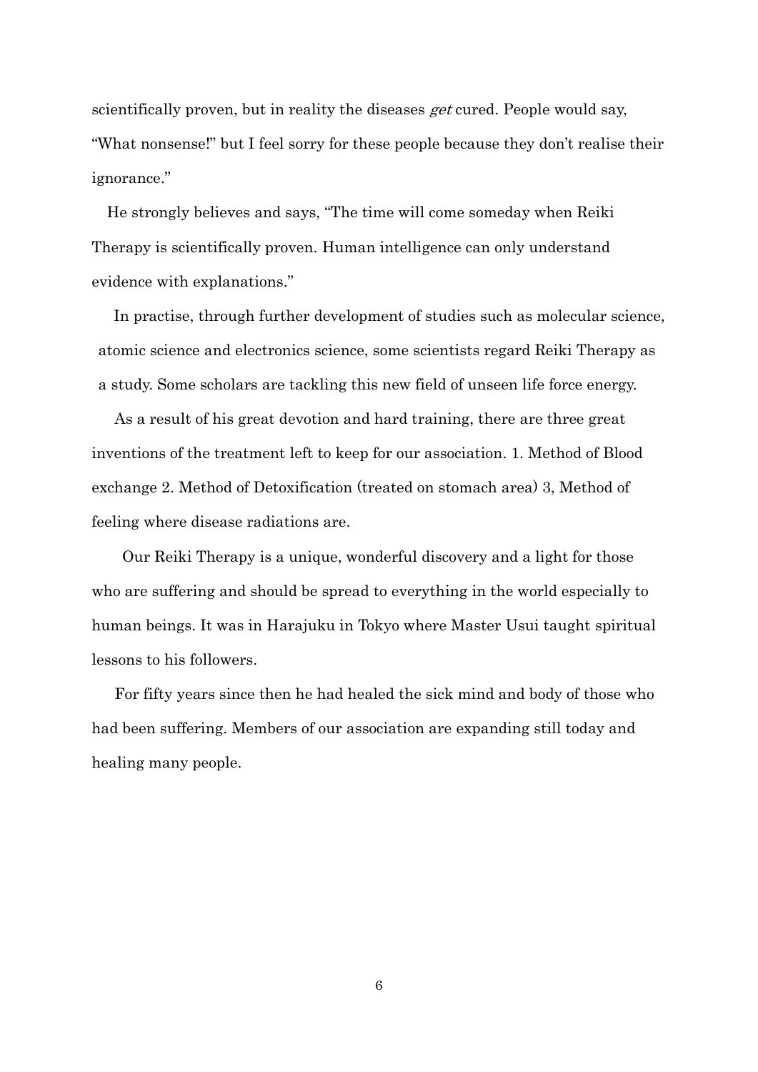scientifically proven, but in reality the diseases *get* cured. People would say, "What nonsense!" but I feel sorry for these people because they don't realise their ignorance."

He strongly believes and says, "The time will come someday when Reiki Therapy is scientifically proven. Human intelligence can only understand evidence with explanations."

In practise, through further development of studies such as molecular science, atomic science and electronics science, some scientists regard Reiki Therapy as a study. Some scholars are tackling this new field of unseen life force energy.

As a result of his great devotion and hard training, there are three great inventions of the treatment left to keep for our association. 1. Method of Blood exchange 2. Method of Detoxification (treated on stomach area) 3, Method of feeling where disease radiations are.

Our Reiki Therapy is a unique, wonderful discovery and a light for those who are suffering and should be spread to everything in the world especially to human beings. It was in Harajuku in Tokyo where Master Usui taught spiritual lessons to his followers.

For fifty years since then he had healed the sick mind and body of those who had been suffering. Members of our association are expanding still today and healing many people.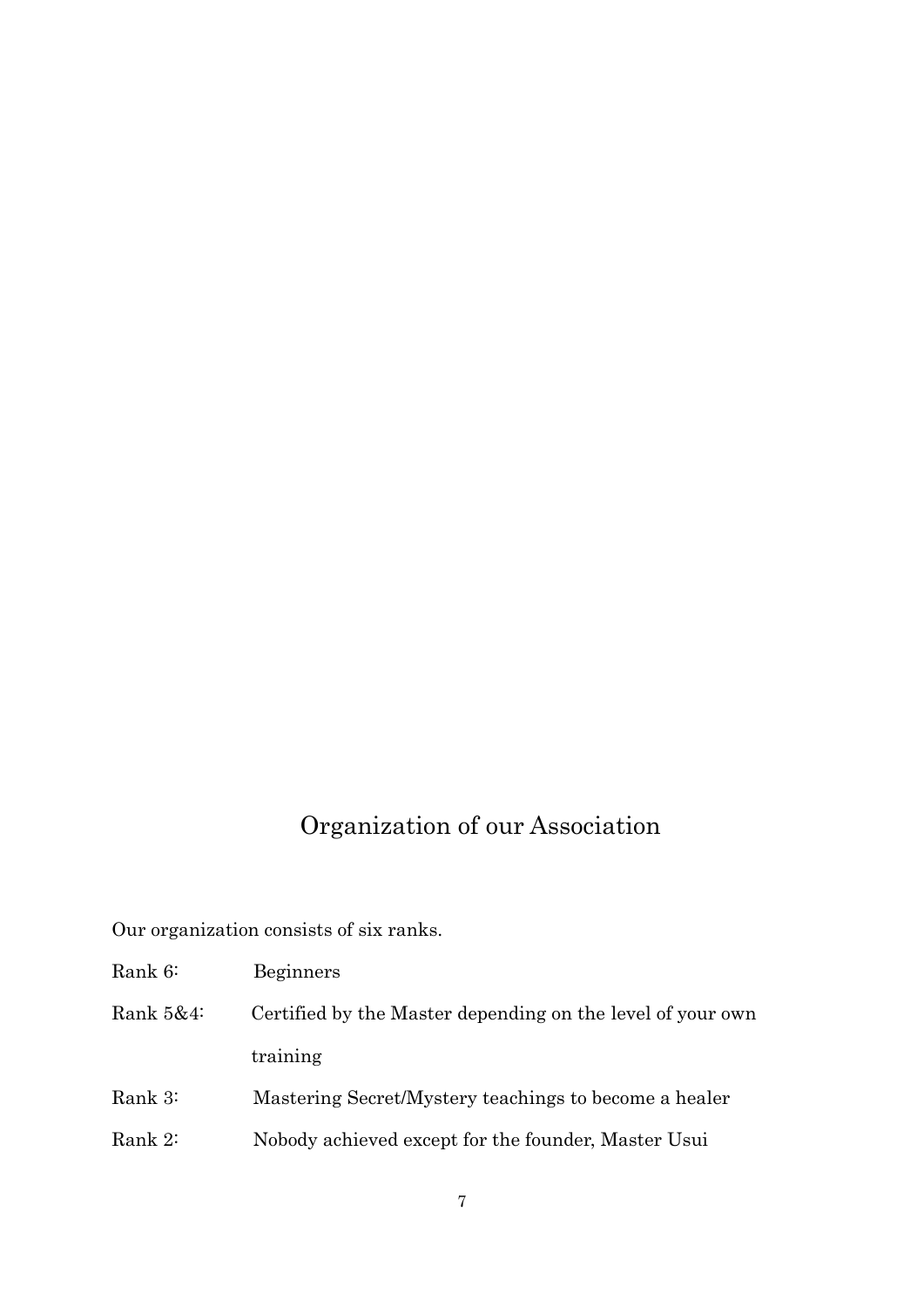## Organization of our Association

Our organization consists of six ranks.

Rank 6: Beginners

Rank 5&4: Certified by the Master depending on the level of your own training

Rank 3: Mastering Secret/Mystery teachings to become a healer

Rank 2: Nobody achieved except for the founder, Master Usui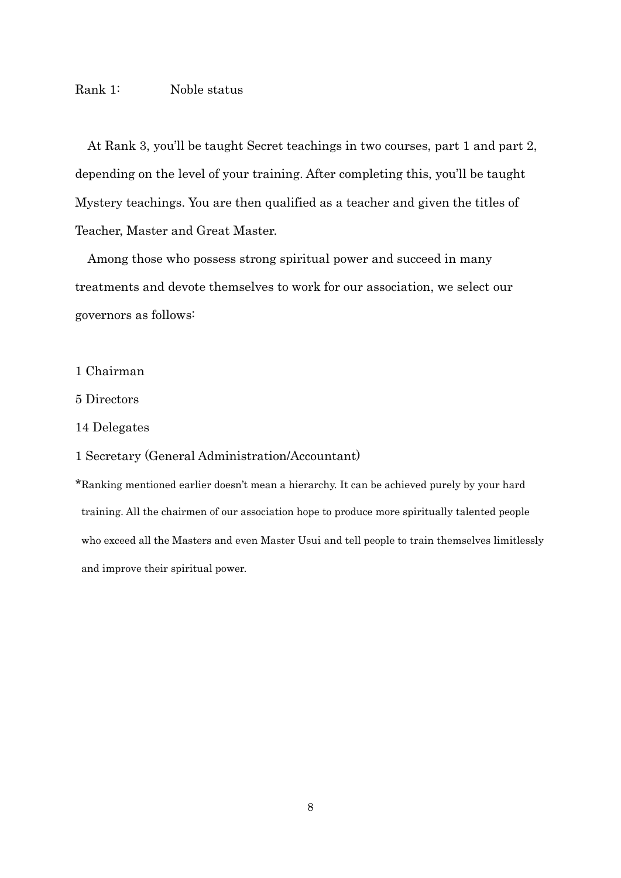Rank 1: Noble status

At Rank 3, you'll be taught Secret teachings in two courses, part 1 and part 2, depending on the level of your training. After completing this, you'll be taught Mystery teachings. You are then qualified as a teacher and given the titles of Teacher, Master and Great Master.

Among those who possess strong spiritual power and succeed in many treatments and devote themselves to work for our association, we select our governors as follows:

1 Chairman

5 Directors

14 Delegates

1 Secretary (General Administration/Accountant)

*Ranking mentioned earlier doesn't mean a hierarchy. It can be achieved purely by your hard training. All the chairmen of our association hope to produce more spiritually talented people who exceed all the Masters and even Master Usui and tell people to train themselves limitlessly and improve their spiritual power.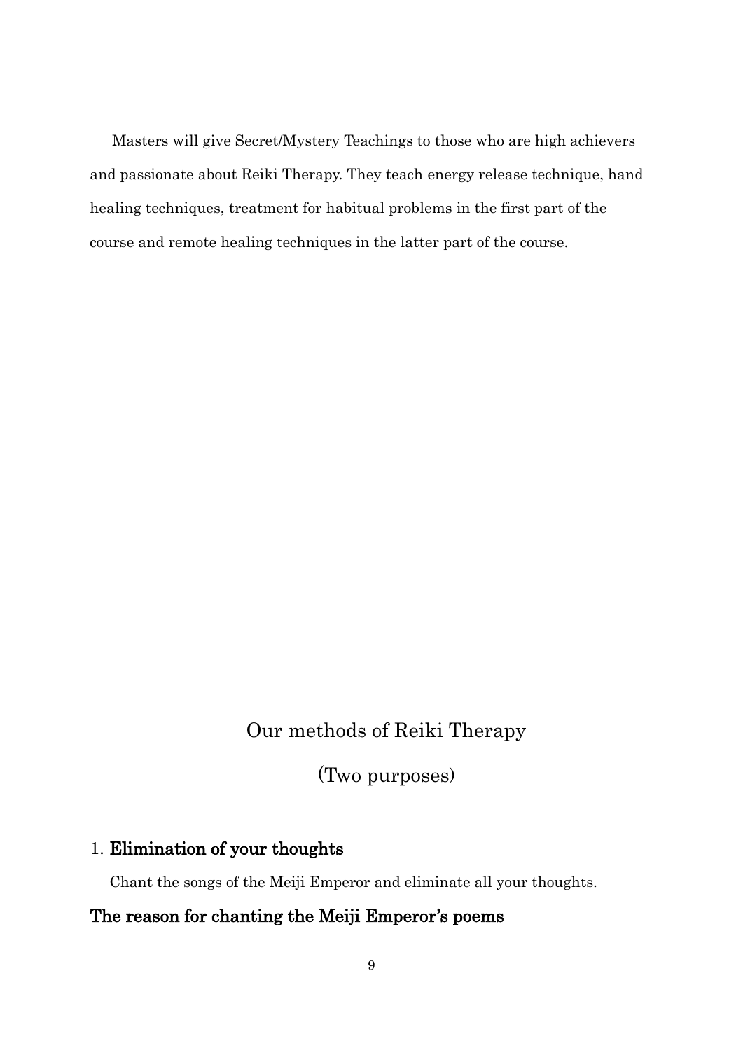Masters will give Secret/Mystery Teachings to those who are high achievers and passionate about Reiki Therapy. They teach energy release technique, hand healing techniques, treatment for habitual problems in the first part of the course and remote healing techniques in the latter part of the course.

## Our methods of Reiki Therapy

## (Two purposes)

1. **Elimination of your thoughts**

Chant the songs of the Meiji Emperor and eliminate all your thoughts.

**The reason for chanting the Meiji Emperor's poems**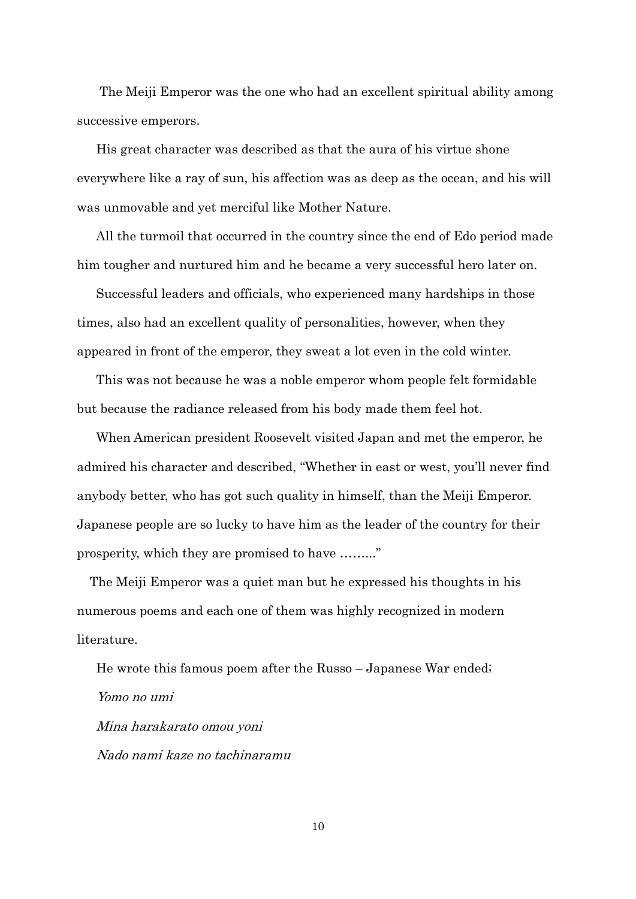The Meiji Emperor was the one who had an excellent spiritual ability among successive emperors.

His great character was described as that the aura of his virtue shone everywhere like a ray of sun, his affection was as deep as the ocean, and his will was unmovable and yet merciful like Mother Nature.

All the turmoil that occurred in the country since the end of Edo period made him tougher and nurtured him and he became a very successful hero later on.

Successful leaders and officials, who experienced many hardships in those times, also had an excellent quality of personalities, however, when they appeared in front of the emperor, they sweat a lot even in the cold winter.

This was not because he was a noble emperor whom people felt formidable but because the radiance released from his body made them feel hot.

When American president Roosevelt visited Japan and met the emperor, he admired his character and described, "Whether in east or west, you'll never find anybody better, who has got such quality in himself, than the Meiji Emperor. Japanese people are so lucky to have him as the leader of the country for their prosperity, which they are promised to have ……..."

The Meiji Emperor was a quiet man but he expressed his thoughts in his numerous poems and each one of them was highly recognized in modern literature.

He wrote this famous poem after the Russo – Japanese War ended;

*Yomo no umi*

*Mina harakarato omou yoni*

*Nado nami kaze no tachinaramu*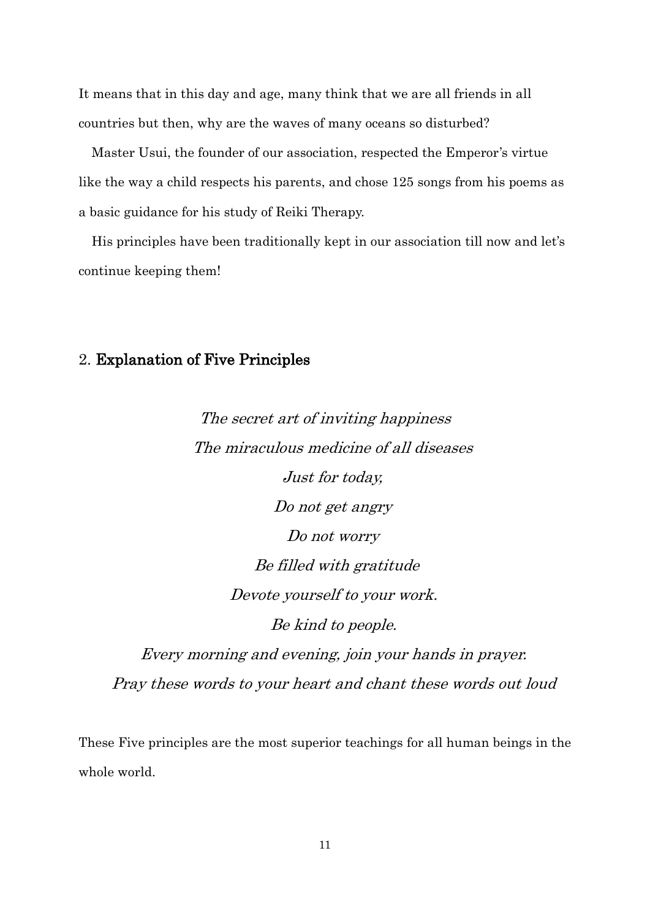It means that in this day and age, many think that we are all friends in all countries but then, why are the waves of many oceans so disturbed?

Master Usui, the founder of our association, respected the Emperor's virtue like the way a child respects his parents, and chose 125 songs from his poems as a basic guidance for his study of Reiki Therapy.

His principles have been traditionally kept in our association till now and let's continue keeping them!

## 2. **Explanation of Five Principles**

*The secret art of inviting happiness*
*The miraculous medicine of all diseases*
*Just for today,*
*Do not get angry*
*Do not worry*
*Be filled with gratitude*
*Devote yourself to your work.*
*Be kind to people.*
*Every morning and evening, join your hands in prayer.*
*Pray these words to your heart and chant these words out loud*

These Five principles are the most superior teachings for all human beings in the whole world.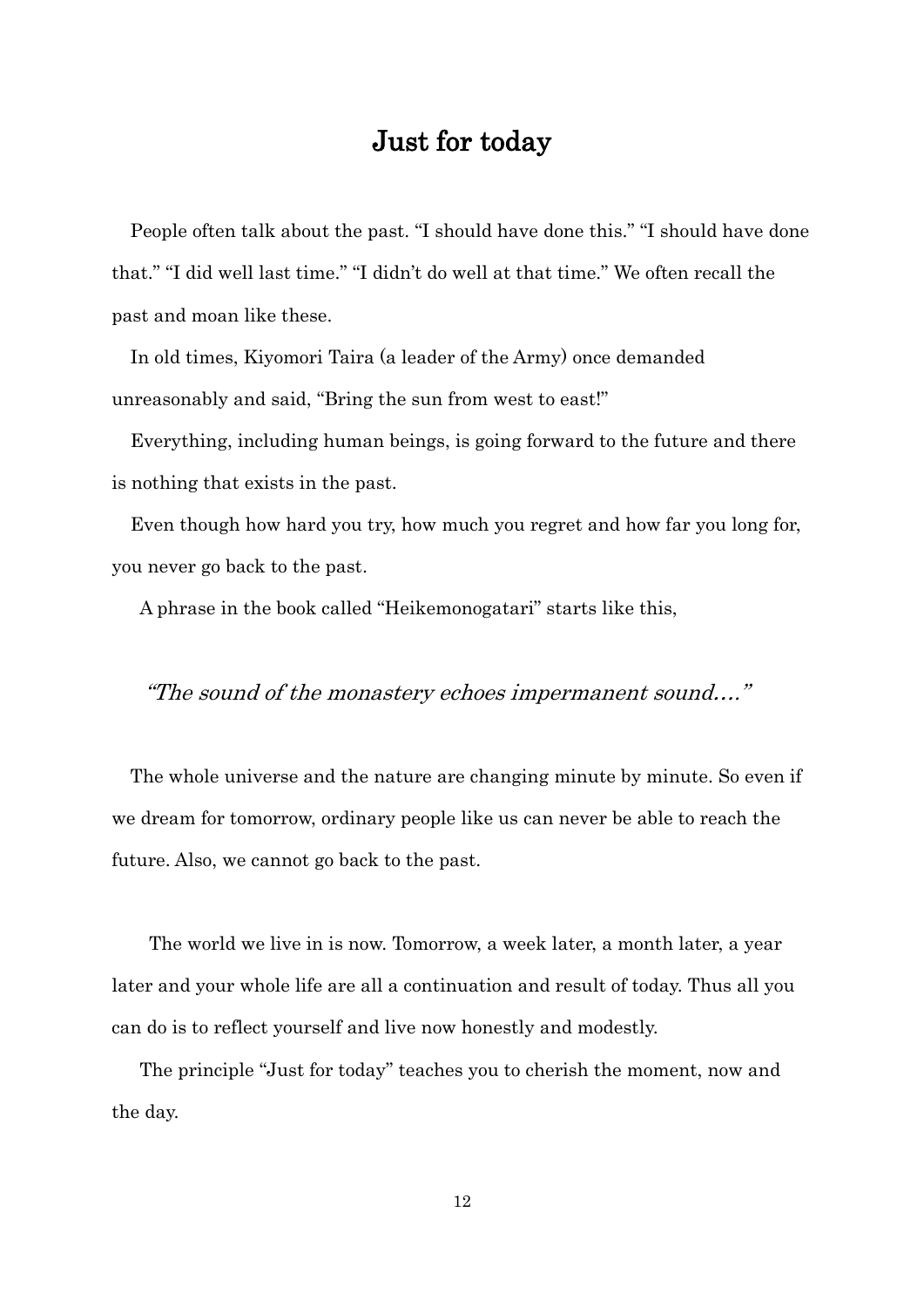# Just for today

People often talk about the past. "I should have done this." "I should have done that." "I did well last time." "I didn't do well at that time." We often recall the past and moan like these.

In old times, Kiyomori Taira (a leader of the Army) once demanded unreasonably and said, "Bring the sun from west to east!"

Everything, including human beings, is going forward to the future and there is nothing that exists in the past.

Even though how hard you try, how much you regret and how far you long for, you never go back to the past.

A phrase in the book called "Heikemonogatari" starts like this,

*"The sound of the monastery echoes impermanent sound…."*

The whole universe and the nature are changing minute by minute. So even if we dream for tomorrow, ordinary people like us can never be able to reach the future. Also, we cannot go back to the past.

The world we live in is now. Tomorrow, a week later, a month later, a year later and your whole life are all a continuation and result of today. Thus all you can do is to reflect yourself and live now honestly and modestly.

The principle "Just for today" teaches you to cherish the moment, now and the day.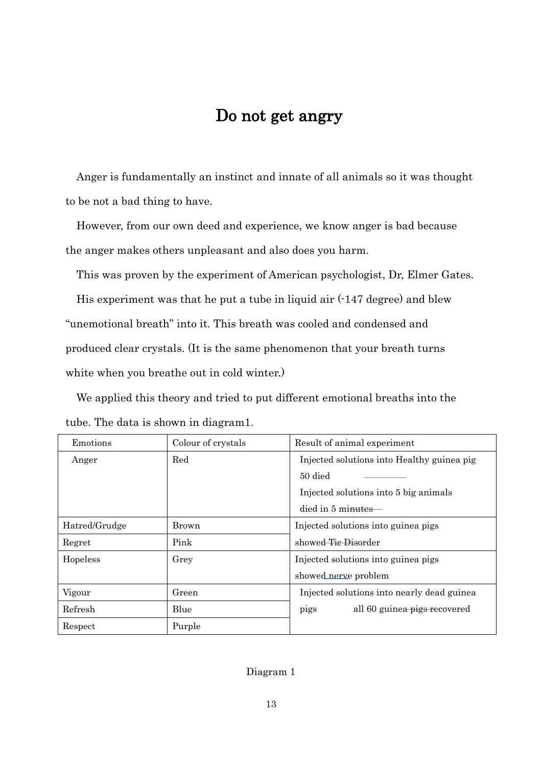# Do not get angry

Anger is fundamentally an instinct and innate of all animals so it was thought to be not a bad thing to have.

However, from our own deed and experience, we know anger is bad because the anger makes others unpleasant and also does you harm.

This was proven by the experiment of American psychologist, Dr, Elmer Gates.

His experiment was that he put a tube in liquid air (-147 degree) and blew "unemotional breath" into it. This breath was cooled and condensed and produced clear crystals. (It is the same phenomenon that your breath turns white when you breathe out in cold winter.)

We applied this theory and tried to put different emotional breaths into the tube. The data is shown in diagram1.

| Emotions | Colour of crystals | Result of animal experiment |
|---|---|---|
| Anger | Red | Injected solutions into Healthy guinea pig 50 died<br>Injected solutions into 5 big animals died in 5 minutes |
| Hatred/Grudge | Brown | Injected solutions into guinea pigs showed Tic Disorder |
| Regret | Pink | |
| Hopeless | Grey | Injected solutions into guinea pigs showed nerve problem |
| Vigour | Green | Injected solutions into nearly dead guinea pigs all 60 guinea pigs recovered |
| Refresh | Blue | |
| Respect | Purple | |

Diagram 1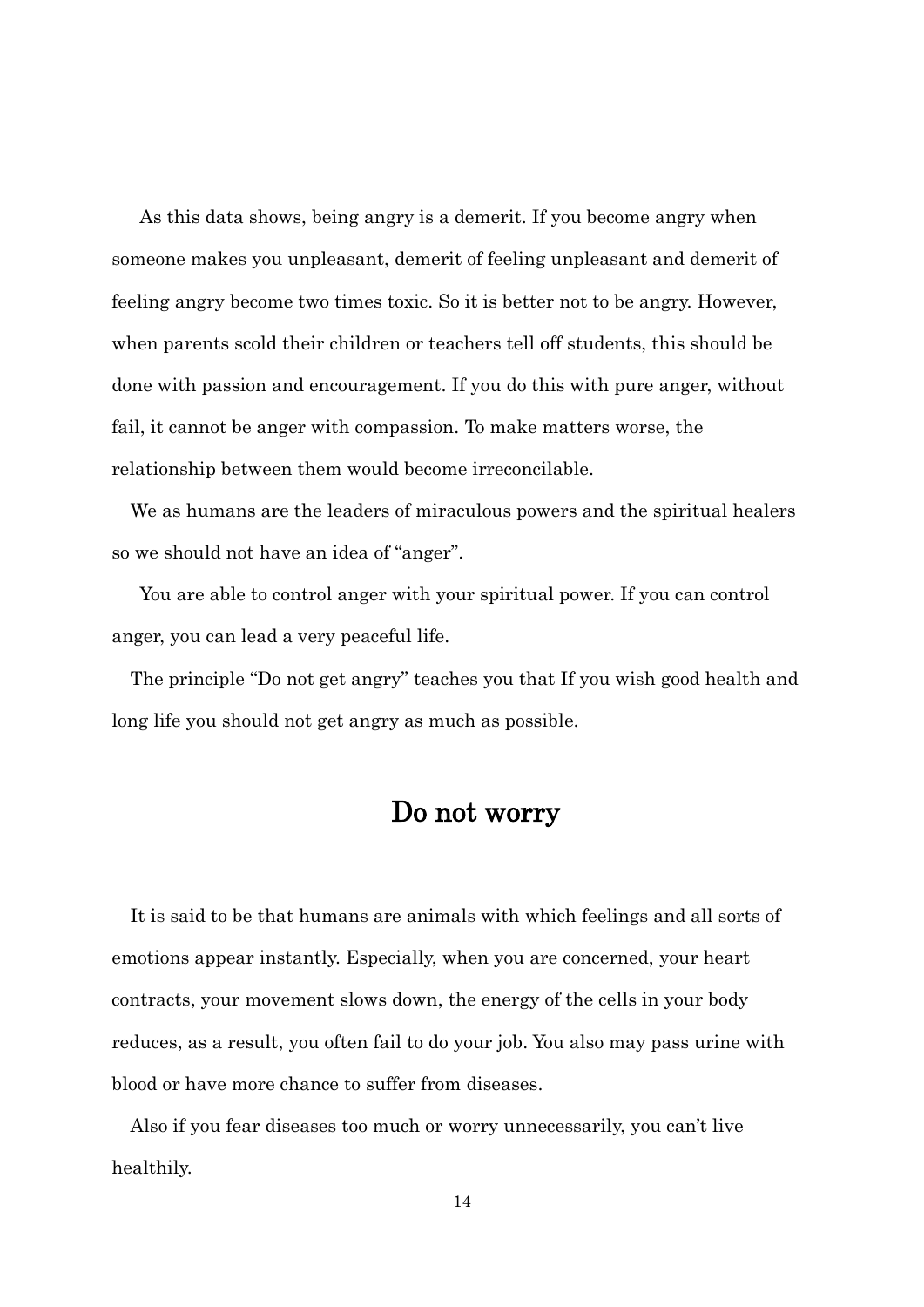As this data shows, being angry is a demerit. If you become angry when someone makes you unpleasant, demerit of feeling unpleasant and demerit of feeling angry become two times toxic. So it is better not to be angry. However, when parents scold their children or teachers tell off students, this should be done with passion and encouragement. If you do this with pure anger, without fail, it cannot be anger with compassion. To make matters worse, the relationship between them would become irreconcilable.

We as humans are the leaders of miraculous powers and the spiritual healers so we should not have an idea of "anger".

You are able to control anger with your spiritual power. If you can control anger, you can lead a very peaceful life.

The principle "Do not get angry" teaches you that If you wish good health and long life you should not get angry as much as possible.

## Do not worry

It is said to be that humans are animals with which feelings and all sorts of emotions appear instantly. Especially, when you are concerned, your heart contracts, your movement slows down, the energy of the cells in your body reduces, as a result, you often fail to do your job. You also may pass urine with blood or have more chance to suffer from diseases.

Also if you fear diseases too much or worry unnecessarily, you can't live healthily.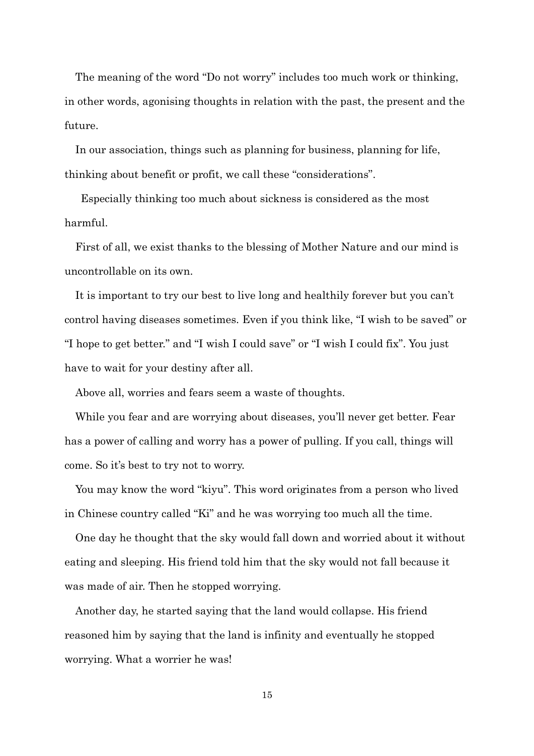The meaning of the word "Do not worry" includes too much work or thinking, in other words, agonising thoughts in relation with the past, the present and the future.

In our association, things such as planning for business, planning for life, thinking about benefit or profit, we call these "considerations".

Especially thinking too much about sickness is considered as the most harmful.

First of all, we exist thanks to the blessing of Mother Nature and our mind is uncontrollable on its own.

It is important to try our best to live long and healthily forever but you can't control having diseases sometimes. Even if you think like, "I wish to be saved" or "I hope to get better." and "I wish I could save" or "I wish I could fix". You just have to wait for your destiny after all.

Above all, worries and fears seem a waste of thoughts.

While you fear and are worrying about diseases, you'll never get better. Fear has a power of calling and worry has a power of pulling. If you call, things will come. So it's best to try not to worry.

You may know the word "kiyu". This word originates from a person who lived in Chinese country called "Ki" and he was worrying too much all the time.

One day he thought that the sky would fall down and worried about it without eating and sleeping. His friend told him that the sky would not fall because it was made of air. Then he stopped worrying.

Another day, he started saying that the land would collapse. His friend reasoned him by saying that the land is infinity and eventually he stopped worrying. What a worrier he was!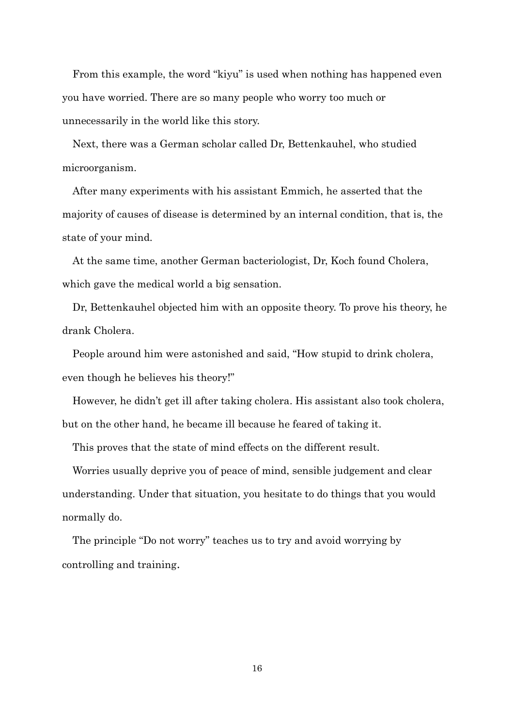From this example, the word "kiyu" is used when nothing has happened even you have worried. There are so many people who worry too much or unnecessarily in the world like this story.

Next, there was a German scholar called Dr, Bettenkauhel, who studied microorganism.

After many experiments with his assistant Emmich, he asserted that the majority of causes of disease is determined by an internal condition, that is, the state of your mind.

At the same time, another German bacteriologist, Dr, Koch found Cholera, which gave the medical world a big sensation.

Dr, Bettenkauhel objected him with an opposite theory. To prove his theory, he drank Cholera.

People around him were astonished and said, "How stupid to drink cholera, even though he believes his theory!"

However, he didn't get ill after taking cholera. His assistant also took cholera, but on the other hand, he became ill because he feared of taking it.

This proves that the state of mind effects on the different result.

Worries usually deprive you of peace of mind, sensible judgement and clear understanding. Under that situation, you hesitate to do things that you would normally do.

The principle "Do not worry" teaches us to try and avoid worrying by controlling and training.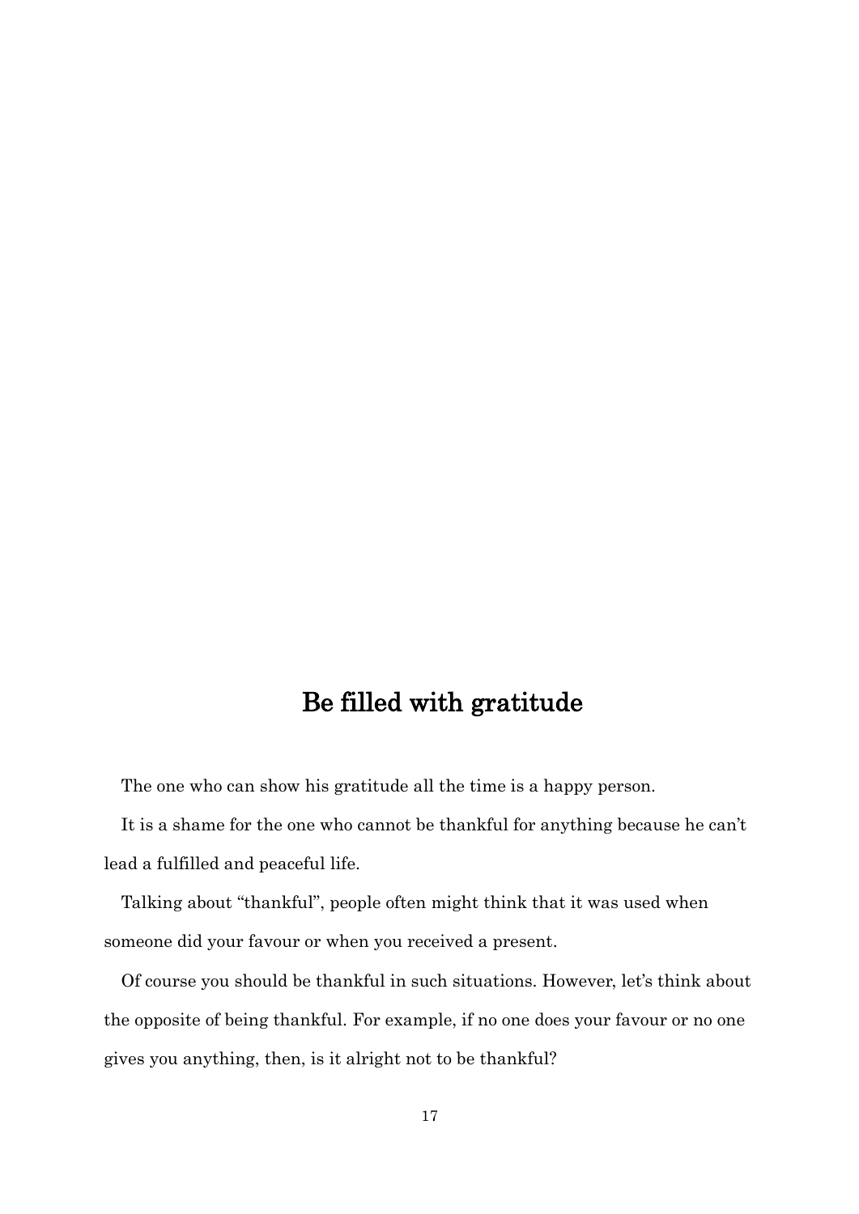# Be filled with gratitude

The one who can show his gratitude all the time is a happy person.

It is a shame for the one who cannot be thankful for anything because he can't lead a fulfilled and peaceful life.

Talking about "thankful", people often might think that it was used when someone did your favour or when you received a present.

Of course you should be thankful in such situations. However, let's think about the opposite of being thankful. For example, if no one does your favour or no one gives you anything, then, is it alright not to be thankful?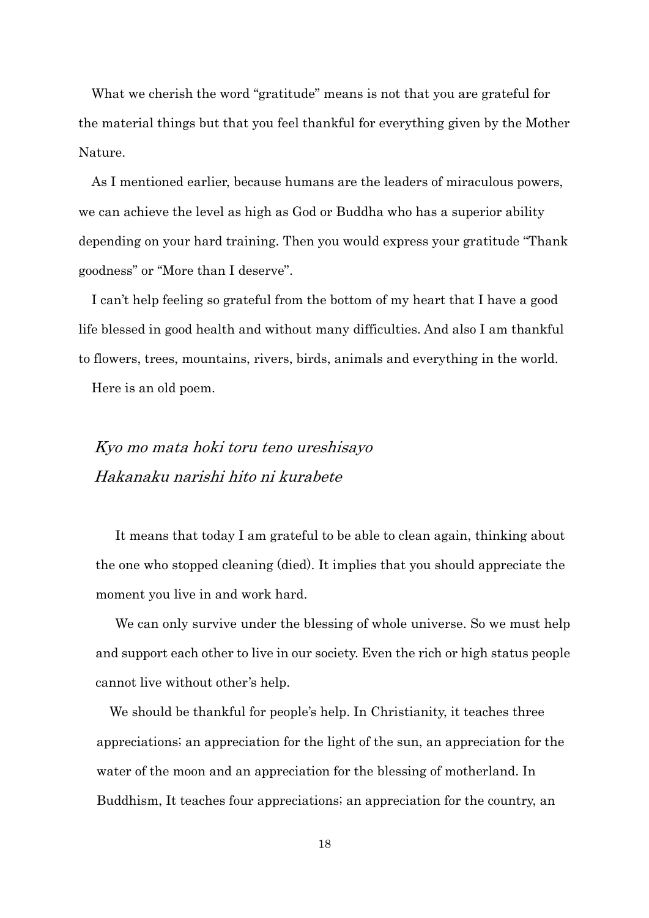What we cherish the word "gratitude" means is not that you are grateful for the material things but that you feel thankful for everything given by the Mother Nature.

As I mentioned earlier, because humans are the leaders of miraculous powers, we can achieve the level as high as God or Buddha who has a superior ability depending on your hard training. Then you would express your gratitude "Thank goodness" or "More than I deserve".

I can't help feeling so grateful from the bottom of my heart that I have a good life blessed in good health and without many difficulties. And also I am thankful to flowers, trees, mountains, rivers, birds, animals and everything in the world.

Here is an old poem.

*Kyo mo mata hoki toru teno ureshisayo*
*Hakanaku narishi hito ni kurabete*

It means that today I am grateful to be able to clean again, thinking about the one who stopped cleaning (died). It implies that you should appreciate the moment you live in and work hard.

We can only survive under the blessing of whole universe. So we must help and support each other to live in our society. Even the rich or high status people cannot live without other's help.

We should be thankful for people's help. In Christianity, it teaches three appreciations; an appreciation for the light of the sun, an appreciation for the water of the moon and an appreciation for the blessing of motherland. In Buddhism, It teaches four appreciations; an appreciation for the country, an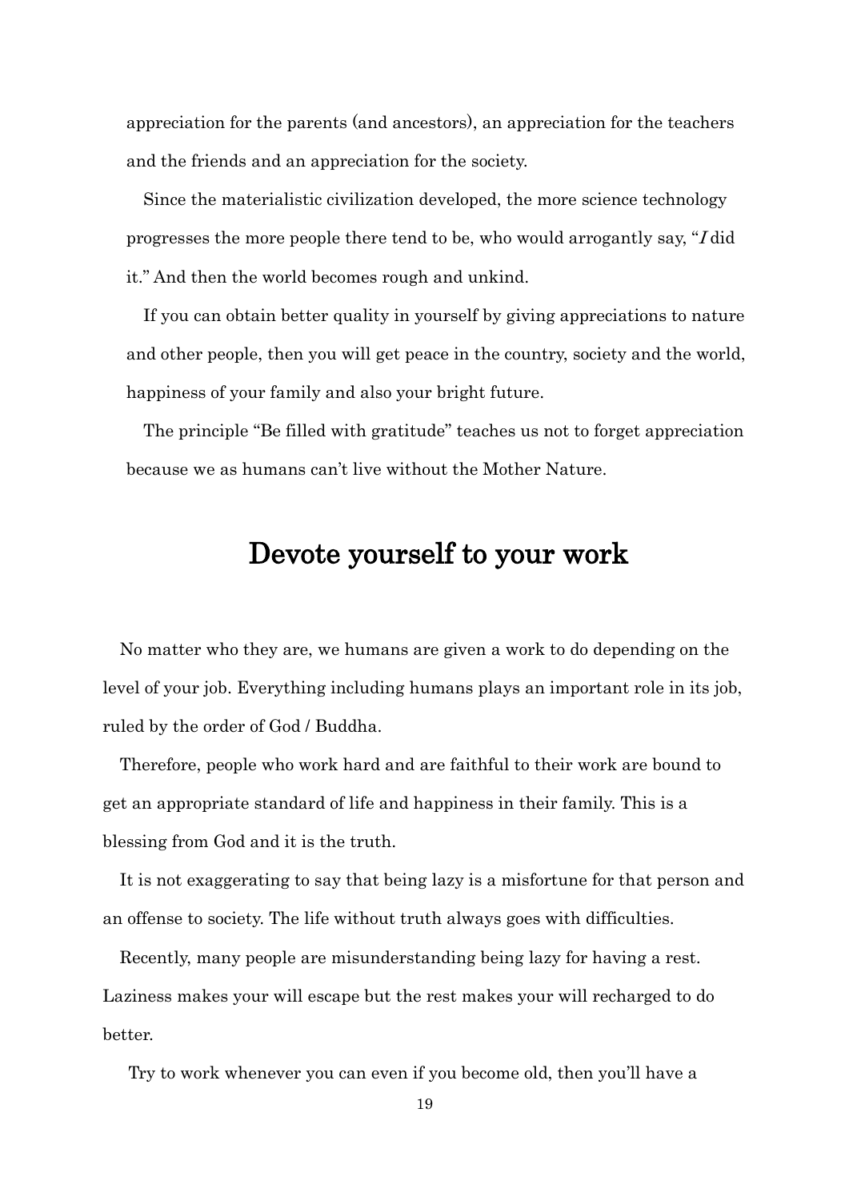appreciation for the parents (and ancestors), an appreciation for the teachers and the friends and an appreciation for the society.

Since the materialistic civilization developed, the more science technology progresses the more people there tend to be, who would arrogantly say, "*I* did it." And then the world becomes rough and unkind.

If you can obtain better quality in yourself by giving appreciations to nature and other people, then you will get peace in the country, society and the world, happiness of your family and also your bright future.

The principle "Be filled with gratitude" teaches us not to forget appreciation because we as humans can't live without the Mother Nature.

## Devote yourself to your work

No matter who they are, we humans are given a work to do depending on the level of your job. Everything including humans plays an important role in its job, ruled by the order of God / Buddha.

Therefore, people who work hard and are faithful to their work are bound to get an appropriate standard of life and happiness in their family. This is a blessing from God and it is the truth.

It is not exaggerating to say that being lazy is a misfortune for that person and an offense to society. The life without truth always goes with difficulties.

Recently, many people are misunderstanding being lazy for having a rest. Laziness makes your will escape but the rest makes your will recharged to do better.

Try to work whenever you can even if you become old, then you'll have a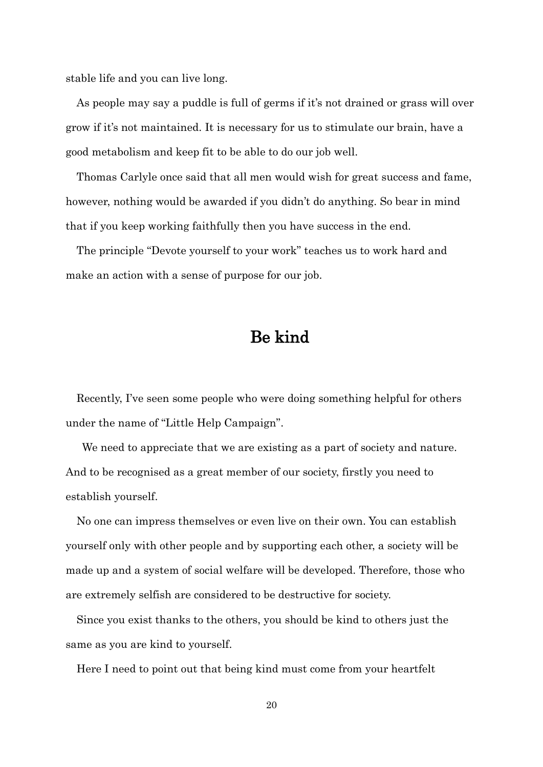stable life and you can live long.

As people may say a puddle is full of germs if it's not drained or grass will over grow if it's not maintained. It is necessary for us to stimulate our brain, have a good metabolism and keep fit to be able to do our job well.

Thomas Carlyle once said that all men would wish for great success and fame, however, nothing would be awarded if you didn't do anything. So bear in mind that if you keep working faithfully then you have success in the end.

The principle "Devote yourself to your work" teaches us to work hard and make an action with a sense of purpose for our job.

## Be kind

Recently, I've seen some people who were doing something helpful for others under the name of "Little Help Campaign".

We need to appreciate that we are existing as a part of society and nature. And to be recognised as a great member of our society, firstly you need to establish yourself.

No one can impress themselves or even live on their own. You can establish yourself only with other people and by supporting each other, a society will be made up and a system of social welfare will be developed. Therefore, those who are extremely selfish are considered to be destructive for society.

Since you exist thanks to the others, you should be kind to others just the same as you are kind to yourself.

Here I need to point out that being kind must come from your heartfelt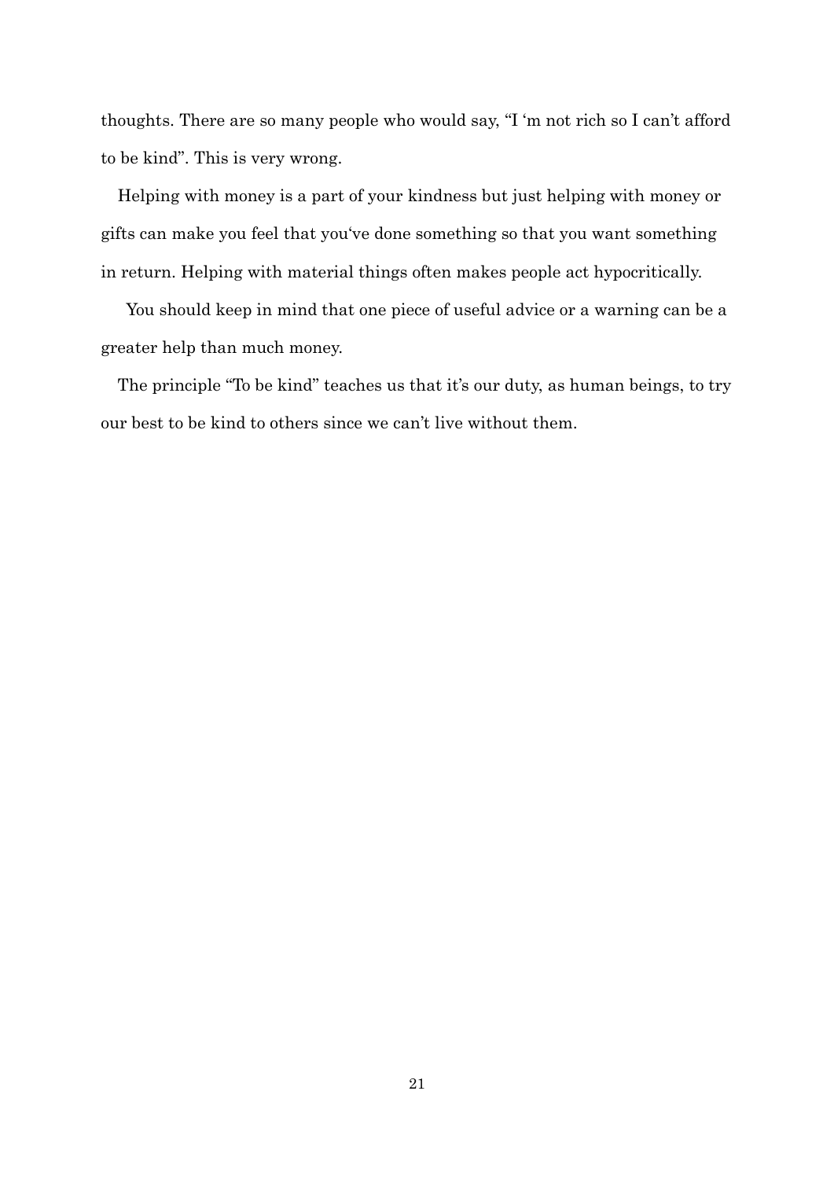thoughts. There are so many people who would say, "I 'm not rich so I can't afford to be kind". This is very wrong.

Helping with money is a part of your kindness but just helping with money or gifts can make you feel that you've done something so that you want something in return. Helping with material things often makes people act hypocritically.

You should keep in mind that one piece of useful advice or a warning can be a greater help than much money.

The principle "To be kind" teaches us that it's our duty, as human beings, to try our best to be kind to others since we can't live without them.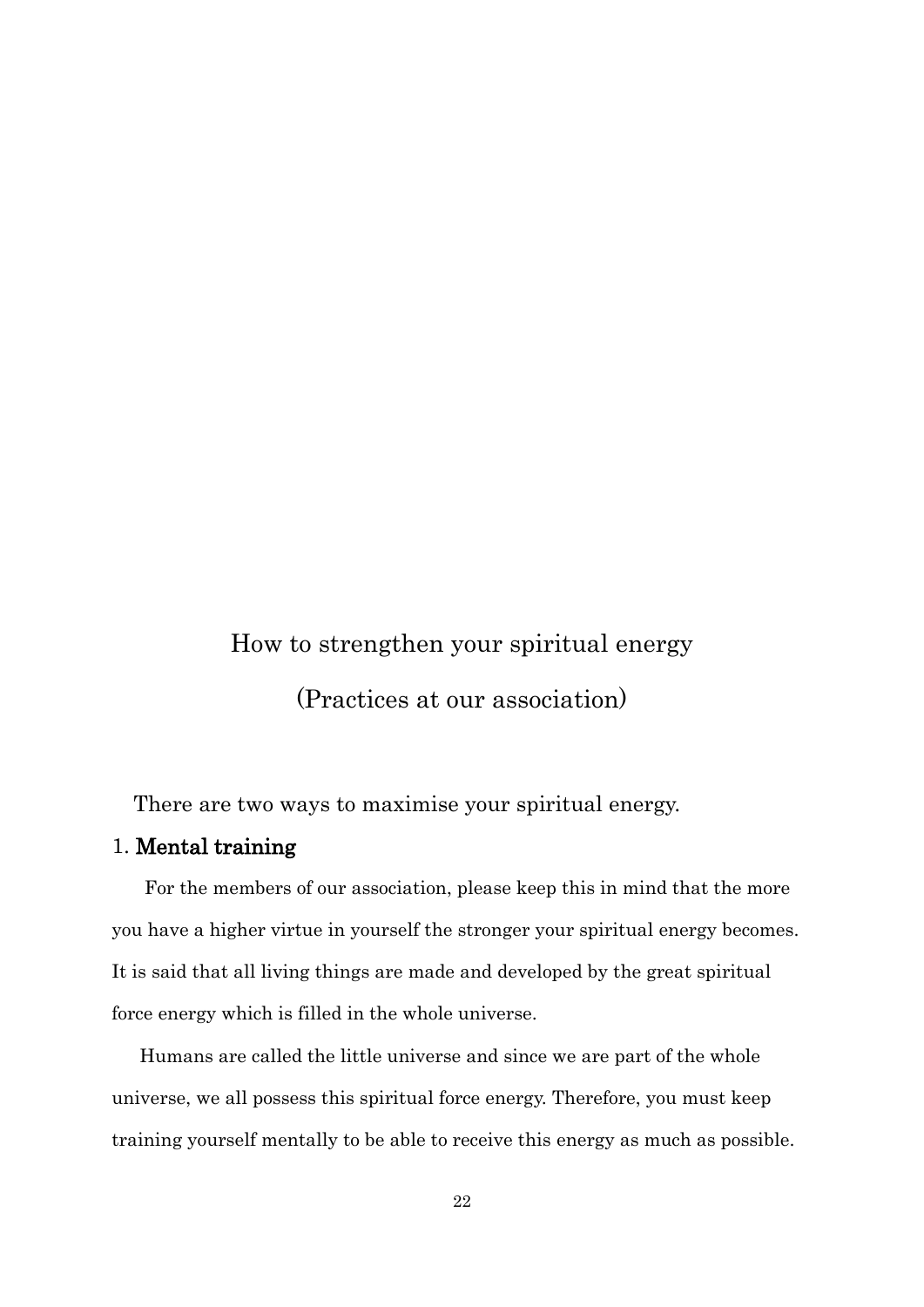# How to strengthen your spiritual energy

# (Practices at our association)

There are two ways to maximise your spiritual energy.

1. **Mental training**

For the members of our association, please keep this in mind that the more you have a higher virtue in yourself the stronger your spiritual energy becomes. It is said that all living things are made and developed by the great spiritual force energy which is filled in the whole universe.

Humans are called the little universe and since we are part of the whole universe, we all possess this spiritual force energy. Therefore, you must keep training yourself mentally to be able to receive this energy as much as possible.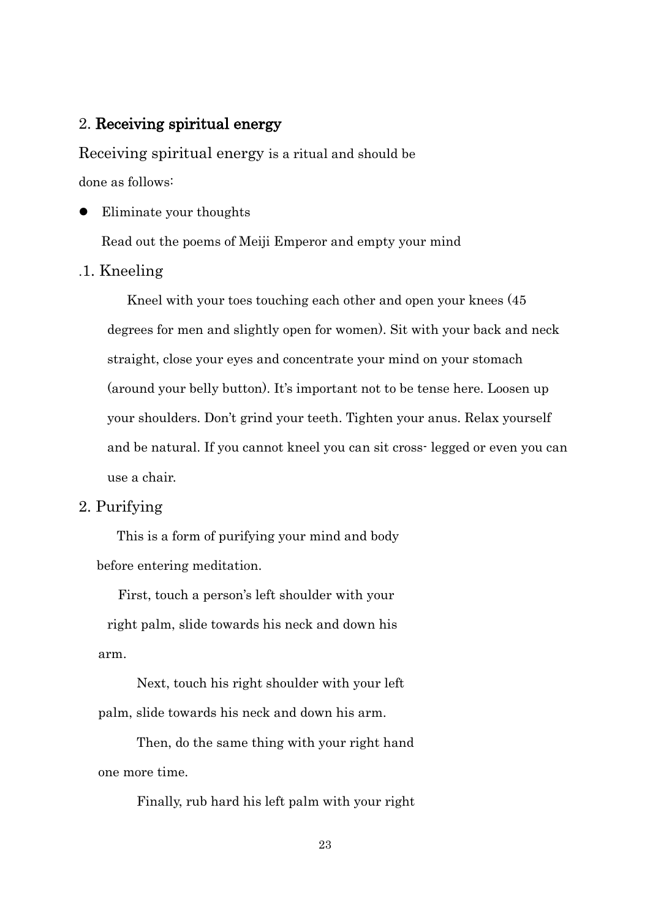## 2. **Receiving spiritual energy**

Receiving spiritual energy is a ritual and should be done as follows:

- Eliminate your thoughts

  Read out the poems of Meiji Emperor and empty your mind

.1. Kneeling

Kneel with your toes touching each other and open your knees (45 degrees for men and slightly open for women). Sit with your back and neck straight, close your eyes and concentrate your mind on your stomach (around your belly button). It's important not to be tense here. Loosen up your shoulders. Don't grind your teeth. Tighten your anus. Relax yourself and be natural. If you cannot kneel you can sit cross- legged or even you can use a chair.

2. Purifying

This is a form of purifying your mind and body before entering meditation.

First, touch a person's left shoulder with your right palm, slide towards his neck and down his arm.

Next, touch his right shoulder with your left palm, slide towards his neck and down his arm.

Then, do the same thing with your right hand one more time.

Finally, rub hard his left palm with your right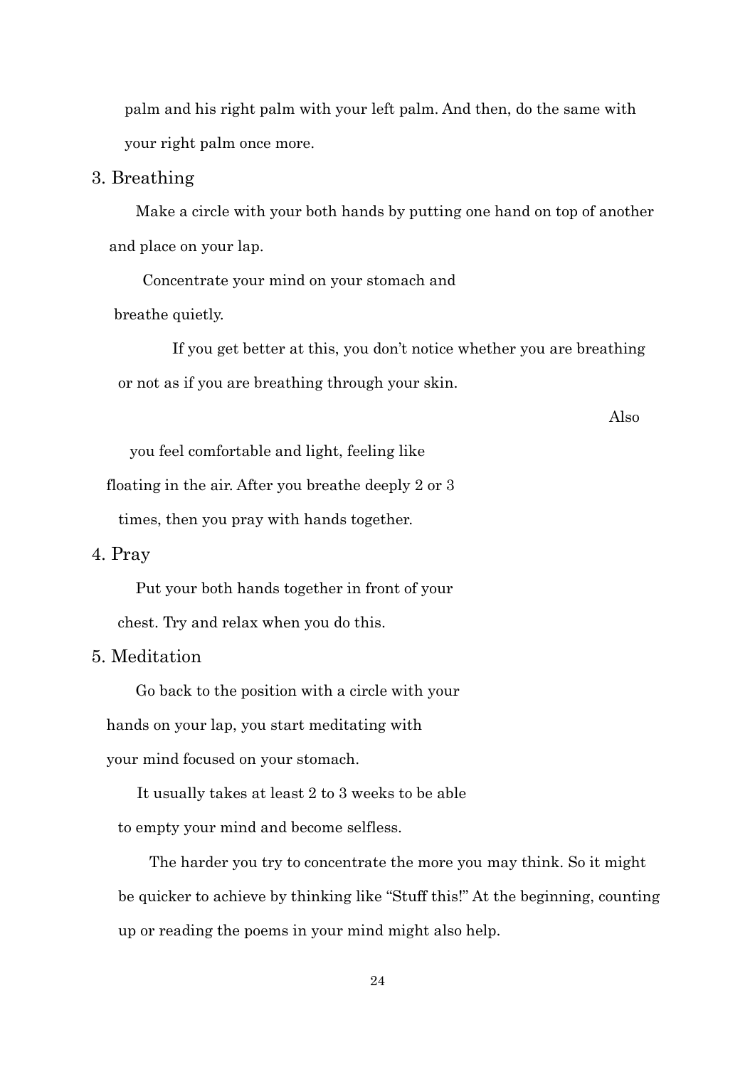palm and his right palm with your left palm. And then, do the same with your right palm once more.

3. Breathing

Make a circle with your both hands by putting one hand on top of another and place on your lap.

Concentrate your mind on your stomach and breathe quietly.

If you get better at this, you don't notice whether you are breathing or not as if you are breathing through your skin.

Also you feel comfortable and light, feeling like floating in the air. After you breathe deeply 2 or 3 times, then you pray with hands together.

4. Pray

Put your both hands together in front of your chest. Try and relax when you do this.

5. Meditation

Go back to the position with a circle with your hands on your lap, you start meditating with your mind focused on your stomach.

It usually takes at least 2 to 3 weeks to be able to empty your mind and become selfless.

The harder you try to concentrate the more you may think. So it might be quicker to achieve by thinking like "Stuff this!" At the beginning, counting up or reading the poems in your mind might also help.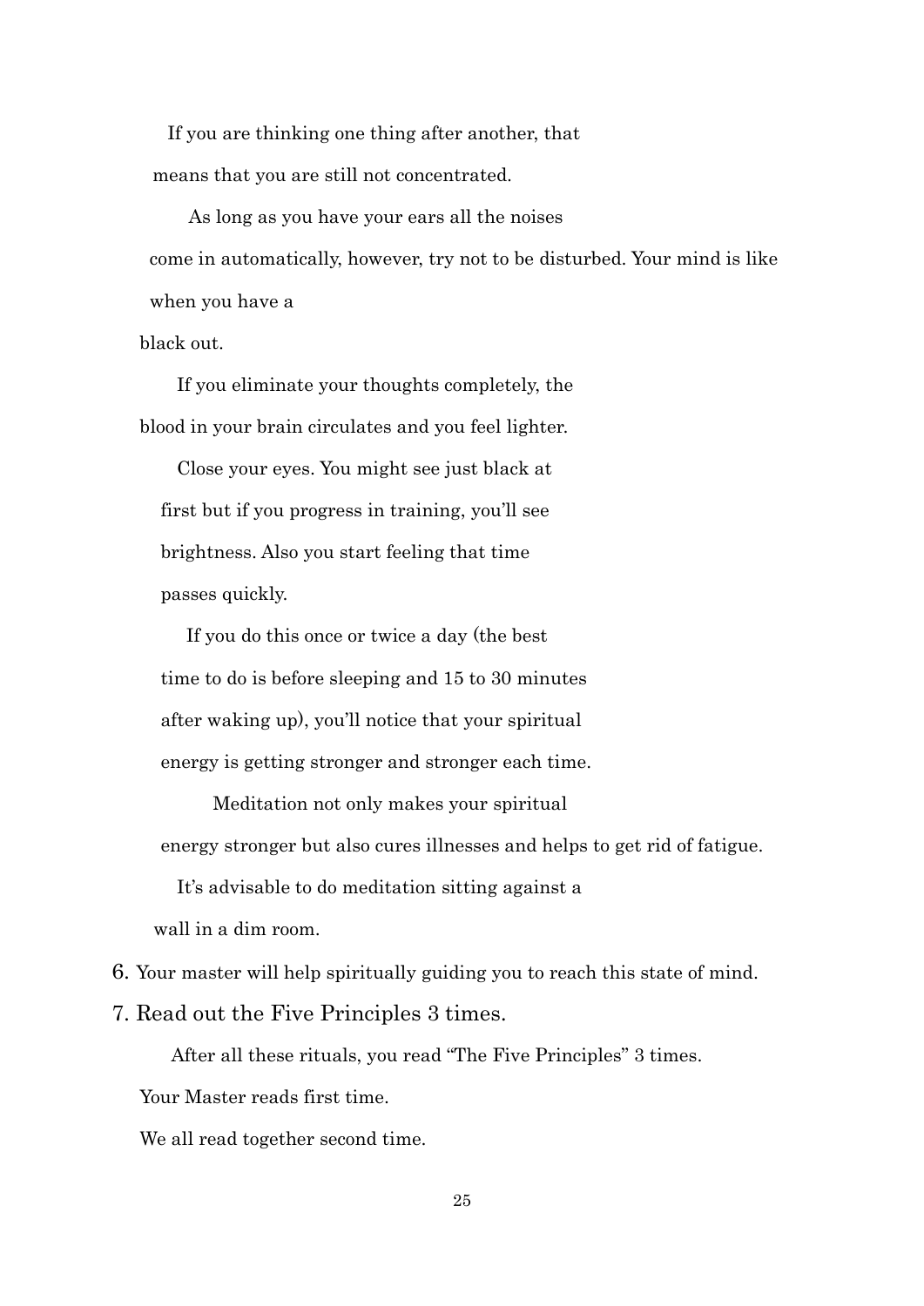If you are thinking one thing after another, that means that you are still not concentrated.

As long as you have your ears all the noises come in automatically, however, try not to be disturbed. Your mind is like when you have a black out.

If you eliminate your thoughts completely, the blood in your brain circulates and you feel lighter.

Close your eyes. You might see just black at first but if you progress in training, you'll see brightness. Also you start feeling that time passes quickly.

If you do this once or twice a day (the best time to do is before sleeping and 15 to 30 minutes after waking up), you'll notice that your spiritual energy is getting stronger and stronger each time.

Meditation not only makes your spiritual energy stronger but also cures illnesses and helps to get rid of fatigue.

It's advisable to do meditation sitting against a wall in a dim room.

6. Your master will help spiritually guiding you to reach this state of mind.
7. Read out the Five Principles 3 times.

After all these rituals, you read "The Five Principles" 3 times.

Your Master reads first time.

We all read together second time.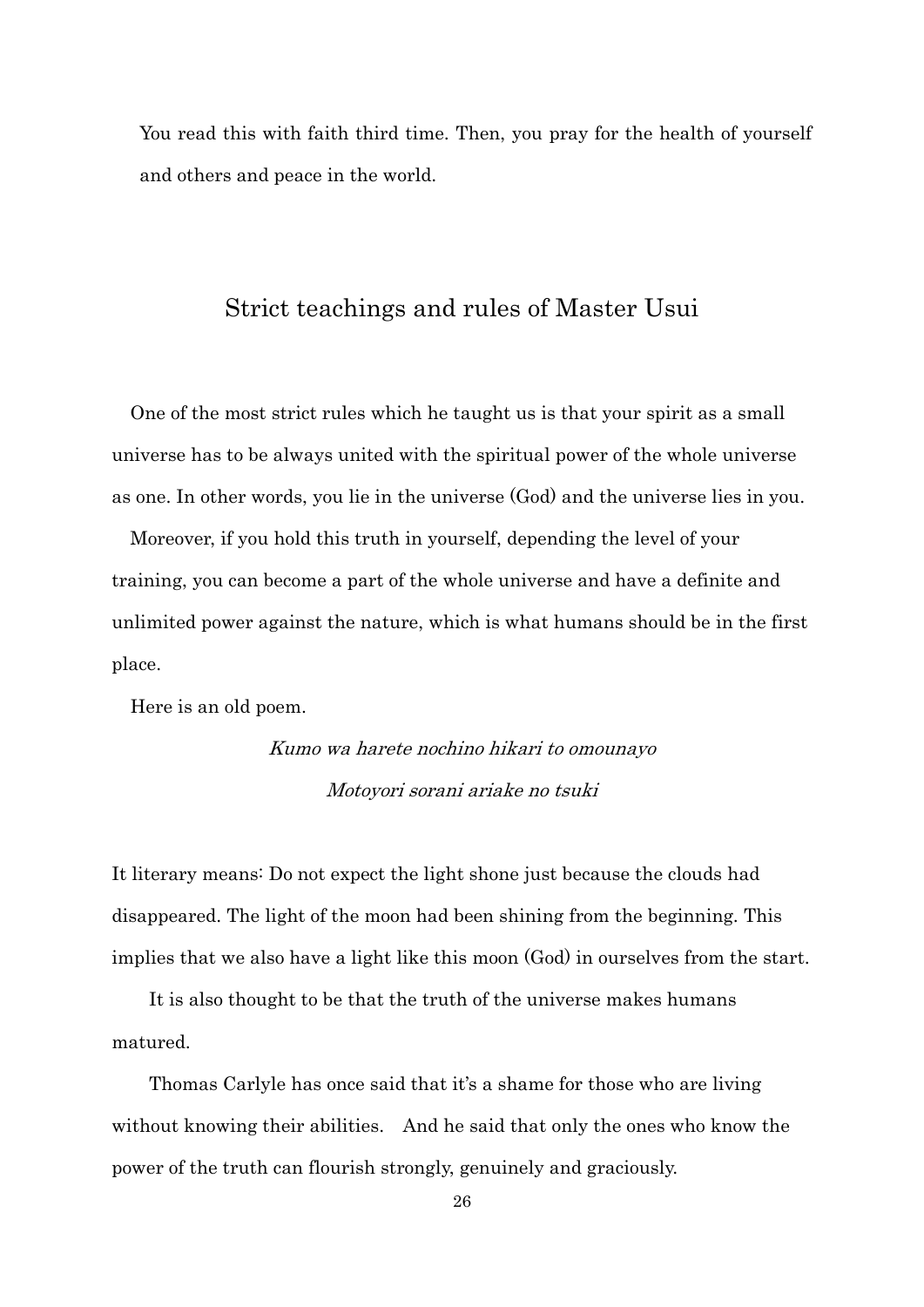You read this with faith third time. Then, you pray for the health of yourself and others and peace in the world.

## Strict teachings and rules of Master Usui

One of the most strict rules which he taught us is that your spirit as a small universe has to be always united with the spiritual power of the whole universe as one. In other words, you lie in the universe (God) and the universe lies in you.

Moreover, if you hold this truth in yourself, depending the level of your training, you can become a part of the whole universe and have a definite and unlimited power against the nature, which is what humans should be in the first place.

Here is an old poem.

*Kumo wa harete nochino hikari to omounayo*
*Motoyori sorani ariake no tsuki*

It literary means: Do not expect the light shone just because the clouds had disappeared. The light of the moon had been shining from the beginning. This implies that we also have a light like this moon (God) in ourselves from the start.

It is also thought to be that the truth of the universe makes humans matured.

Thomas Carlyle has once said that it's a shame for those who are living without knowing their abilities. And he said that only the ones who know the power of the truth can flourish strongly, genuinely and graciously.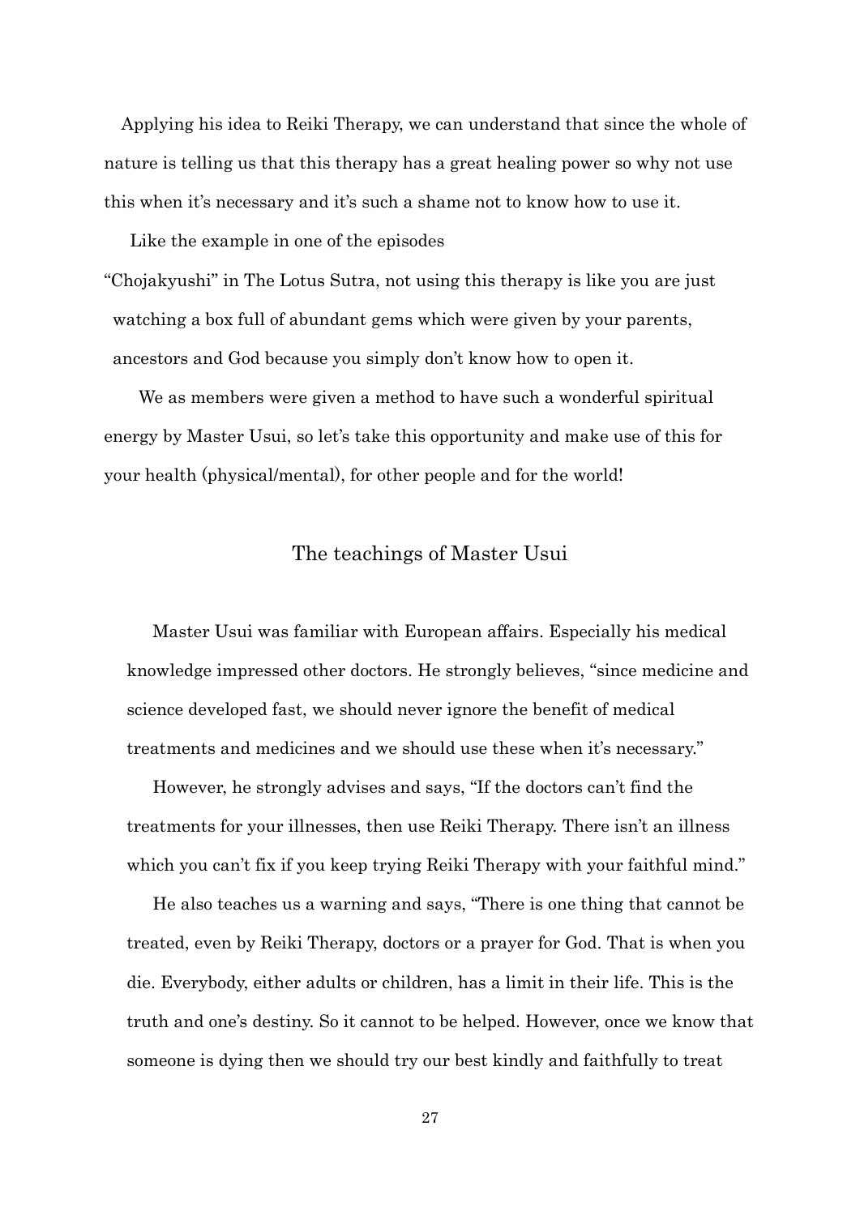Applying his idea to Reiki Therapy, we can understand that since the whole of nature is telling us that this therapy has a great healing power so why not use this when it's necessary and it's such a shame not to know how to use it.

Like the example in one of the episodes "Chojakyushi" in The Lotus Sutra, not using this therapy is like you are just watching a box full of abundant gems which were given by your parents, ancestors and God because you simply don't know how to open it.

We as members were given a method to have such a wonderful spiritual energy by Master Usui, so let's take this opportunity and make use of this for your health (physical/mental), for other people and for the world!

## The teachings of Master Usui

Master Usui was familiar with European affairs. Especially his medical knowledge impressed other doctors. He strongly believes, "since medicine and science developed fast, we should never ignore the benefit of medical treatments and medicines and we should use these when it's necessary."

However, he strongly advises and says, "If the doctors can't find the treatments for your illnesses, then use Reiki Therapy. There isn't an illness which you can't fix if you keep trying Reiki Therapy with your faithful mind."

He also teaches us a warning and says, "There is one thing that cannot be treated, even by Reiki Therapy, doctors or a prayer for God. That is when you die. Everybody, either adults or children, has a limit in their life. This is the truth and one's destiny. So it cannot to be helped. However, once we know that someone is dying then we should try our best kindly and faithfully to treat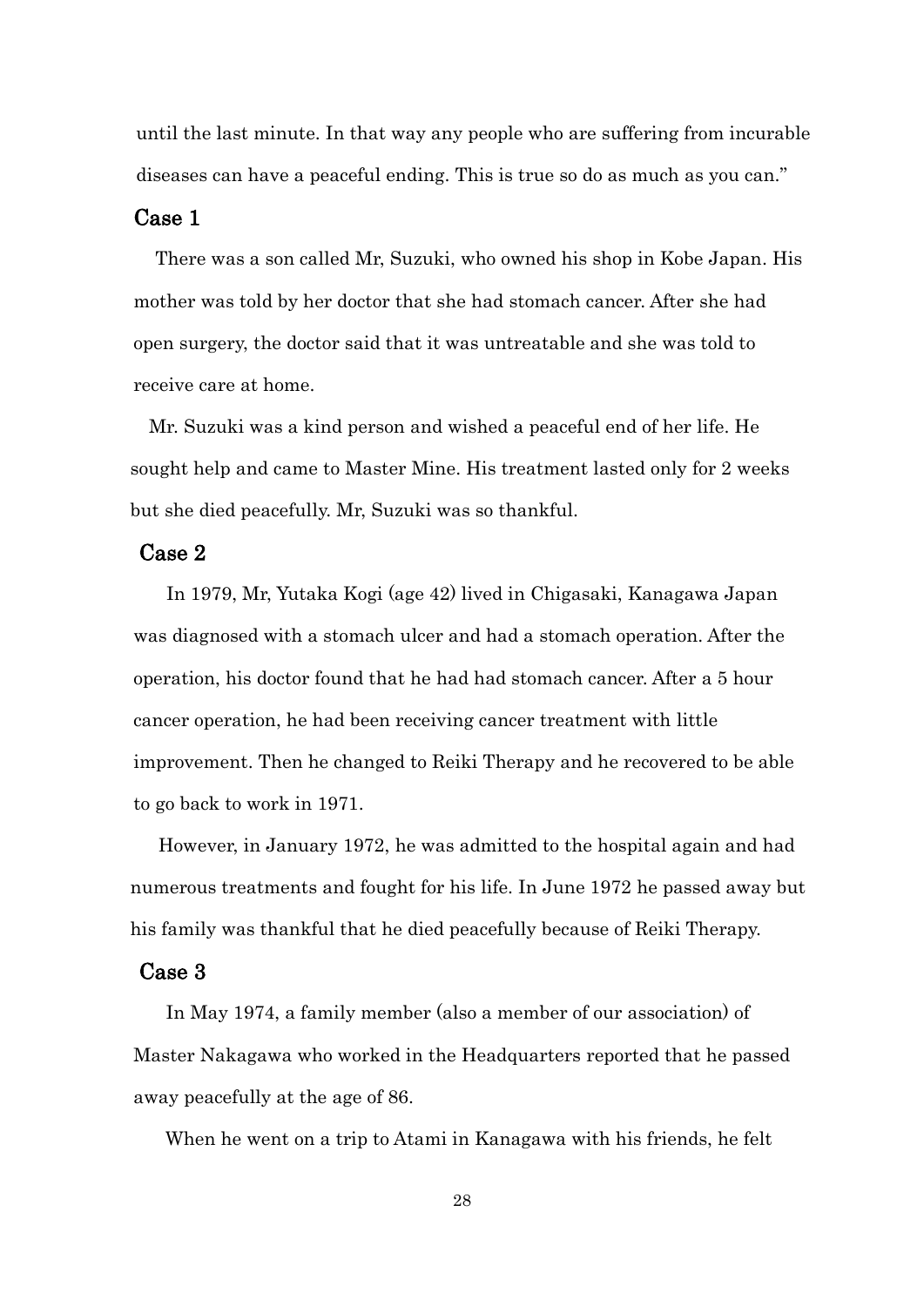until the last minute. In that way any people who are suffering from incurable diseases can have a peaceful ending. This is true so do as much as you can."

## Case 1

There was a son called Mr, Suzuki, who owned his shop in Kobe Japan. His mother was told by her doctor that she had stomach cancer. After she had open surgery, the doctor said that it was untreatable and she was told to receive care at home.

Mr. Suzuki was a kind person and wished a peaceful end of her life. He sought help and came to Master Mine. His treatment lasted only for 2 weeks but she died peacefully. Mr, Suzuki was so thankful.

## Case 2

In 1979, Mr, Yutaka Kogi (age 42) lived in Chigasaki, Kanagawa Japan was diagnosed with a stomach ulcer and had a stomach operation. After the operation, his doctor found that he had had stomach cancer. After a 5 hour cancer operation, he had been receiving cancer treatment with little improvement. Then he changed to Reiki Therapy and he recovered to be able to go back to work in 1971.

However, in January 1972, he was admitted to the hospital again and had numerous treatments and fought for his life. In June 1972 he passed away but his family was thankful that he died peacefully because of Reiki Therapy.

## Case 3

In May 1974, a family member (also a member of our association) of Master Nakagawa who worked in the Headquarters reported that he passed away peacefully at the age of 86.

When he went on a trip to Atami in Kanagawa with his friends, he felt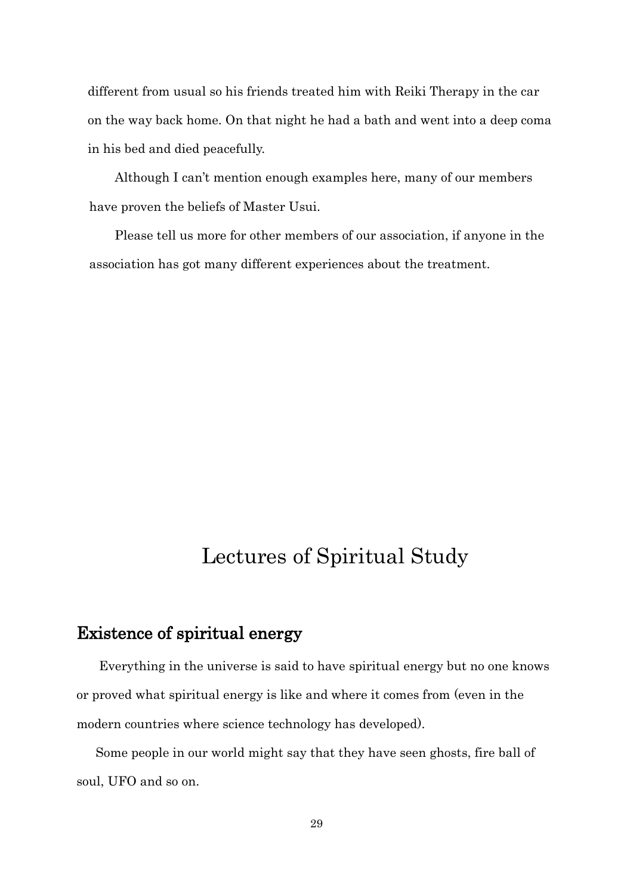different from usual so his friends treated him with Reiki Therapy in the car on the way back home. On that night he had a bath and went into a deep coma in his bed and died peacefully.

Although I can't mention enough examples here, many of our members have proven the beliefs of Master Usui.

Please tell us more for other members of our association, if anyone in the association has got many different experiences about the treatment.

# Lectures of Spiritual Study

## Existence of spiritual energy

Everything in the universe is said to have spiritual energy but no one knows or proved what spiritual energy is like and where it comes from (even in the modern countries where science technology has developed).

Some people in our world might say that they have seen ghosts, fire ball of soul, UFO and so on.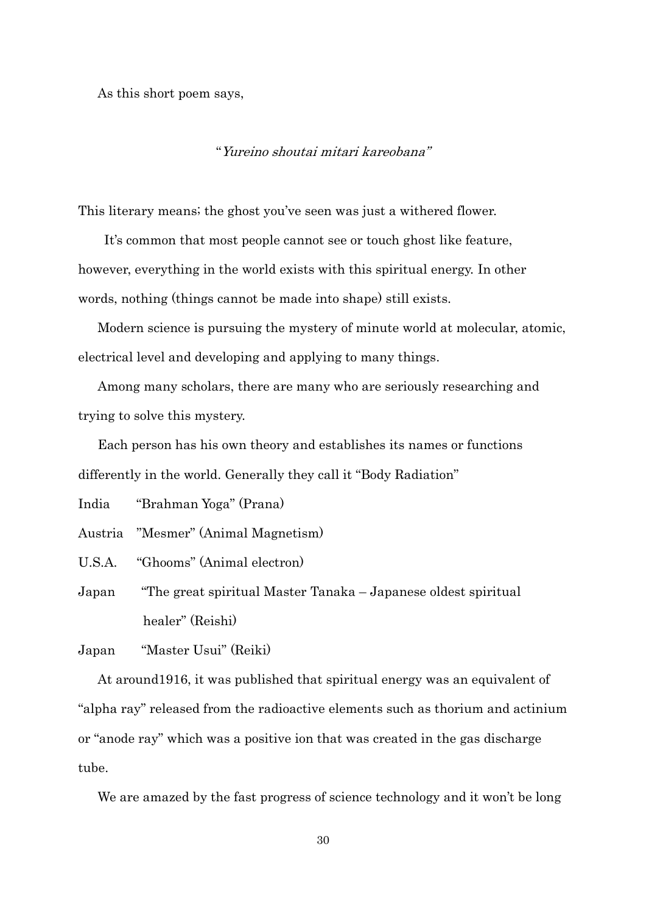As this short poem says,

"*Yureino shoutai mitari kareobana*"

This literary means; the ghost you've seen was just a withered flower.

It's common that most people cannot see or touch ghost like feature, however, everything in the world exists with this spiritual energy. In other words, nothing (things cannot be made into shape) still exists.

Modern science is pursuing the mystery of minute world at molecular, atomic, electrical level and developing and applying to many things.

Among many scholars, there are many who are seriously researching and trying to solve this mystery.

Each person has his own theory and establishes its names or functions differently in the world. Generally they call it "Body Radiation"

India "Brahman Yoga" (Prana)

Austria "Mesmer" (Animal Magnetism)

U.S.A. "Ghooms" (Animal electron)

Japan "The great spiritual Master Tanaka – Japanese oldest spiritual healer" (Reishi)

Japan "Master Usui" (Reiki)

At around1916, it was published that spiritual energy was an equivalent of "alpha ray" released from the radioactive elements such as thorium and actinium or "anode ray" which was a positive ion that was created in the gas discharge tube.

We are amazed by the fast progress of science technology and it won't be long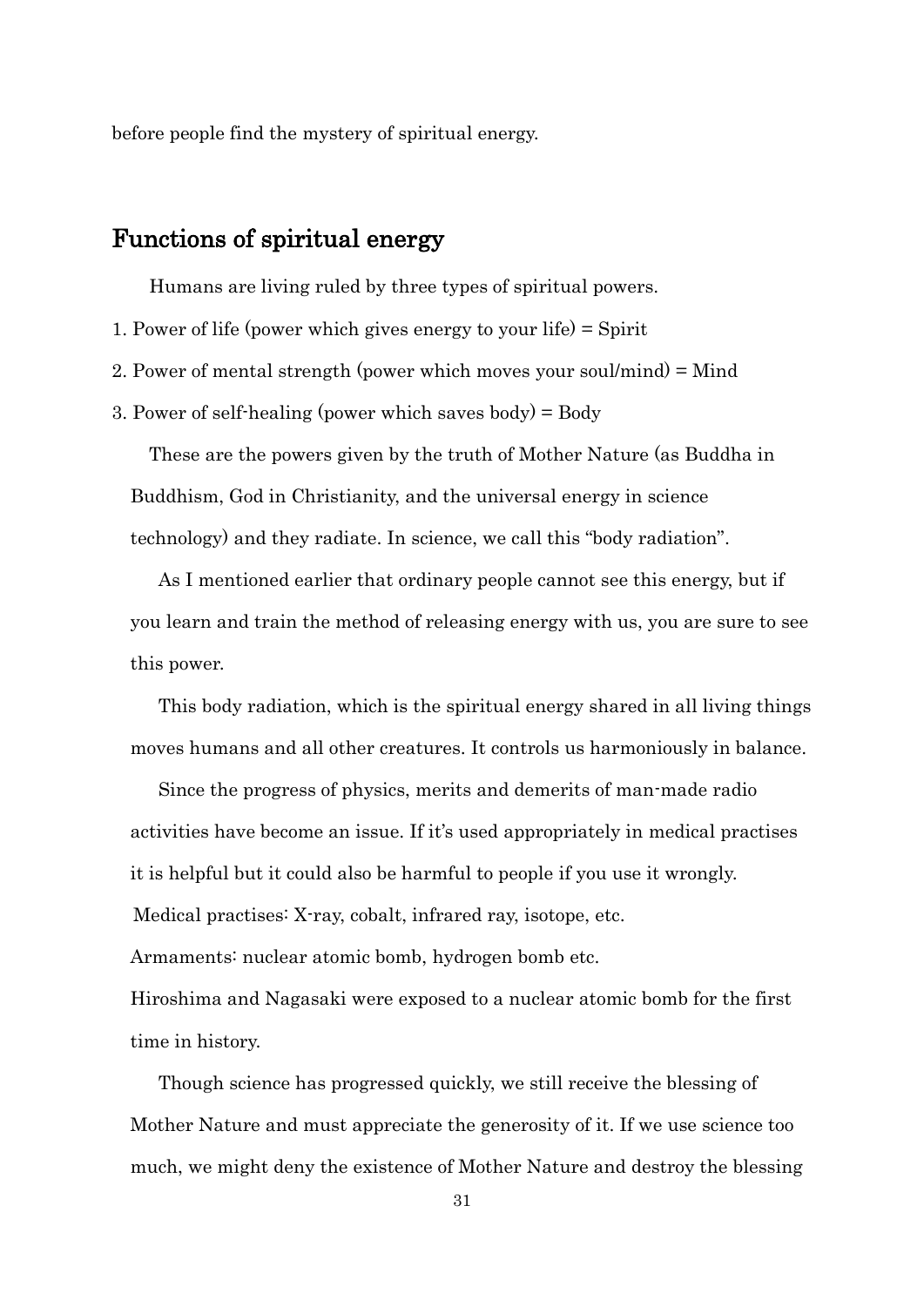before people find the mystery of spiritual energy.

## Functions of spiritual energy

Humans are living ruled by three types of spiritual powers.

1. Power of life (power which gives energy to your life) = Spirit
2. Power of mental strength (power which moves your soul/mind) = Mind
3. Power of self-healing (power which saves body) = Body

These are the powers given by the truth of Mother Nature (as Buddha in Buddhism, God in Christianity, and the universal energy in science technology) and they radiate. In science, we call this "body radiation".

As I mentioned earlier that ordinary people cannot see this energy, but if you learn and train the method of releasing energy with us, you are sure to see this power.

This body radiation, which is the spiritual energy shared in all living things moves humans and all other creatures. It controls us harmoniously in balance.

Since the progress of physics, merits and demerits of man-made radio activities have become an issue. If it's used appropriately in medical practises it is helpful but it could also be harmful to people if you use it wrongly.

Medical practises: X-ray, cobalt, infrared ray, isotope, etc.

Armaments: nuclear atomic bomb, hydrogen bomb etc.

Hiroshima and Nagasaki were exposed to a nuclear atomic bomb for the first time in history.

Though science has progressed quickly, we still receive the blessing of Mother Nature and must appreciate the generosity of it. If we use science too much, we might deny the existence of Mother Nature and destroy the blessing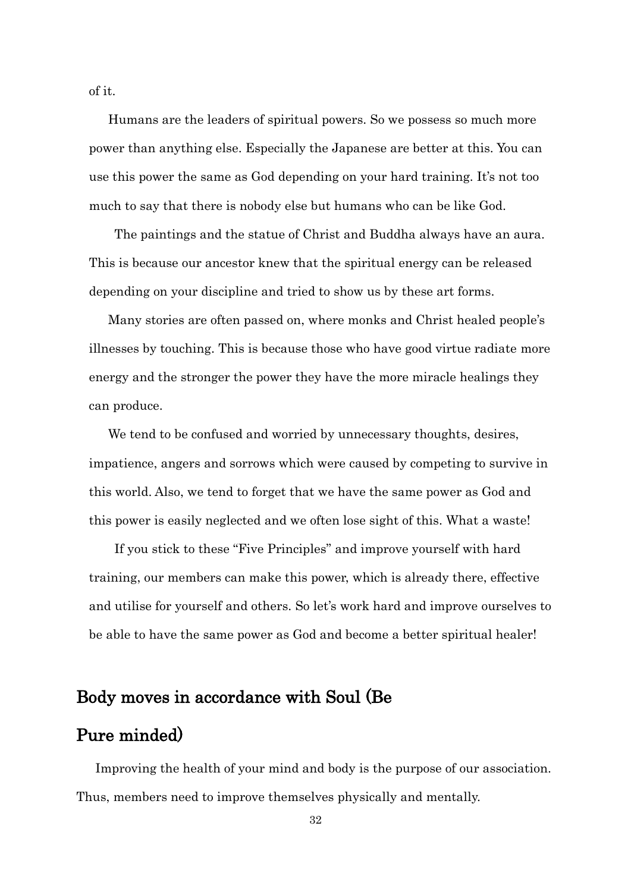of it.

Humans are the leaders of spiritual powers. So we possess so much more power than anything else. Especially the Japanese are better at this. You can use this power the same as God depending on your hard training. It's not too much to say that there is nobody else but humans who can be like God.

The paintings and the statue of Christ and Buddha always have an aura. This is because our ancestor knew that the spiritual energy can be released depending on your discipline and tried to show us by these art forms.

Many stories are often passed on, where monks and Christ healed people's illnesses by touching. This is because those who have good virtue radiate more energy and the stronger the power they have the more miracle healings they can produce.

We tend to be confused and worried by unnecessary thoughts, desires, impatience, angers and sorrows which were caused by competing to survive in this world. Also, we tend to forget that we have the same power as God and this power is easily neglected and we often lose sight of this. What a waste!

If you stick to these "Five Principles" and improve yourself with hard training, our members can make this power, which is already there, effective and utilise for yourself and others. So let's work hard and improve ourselves to be able to have the same power as God and become a better spiritual healer!

## Body moves in accordance with Soul (Be Pure minded)

Improving the health of your mind and body is the purpose of our association. Thus, members need to improve themselves physically and mentally.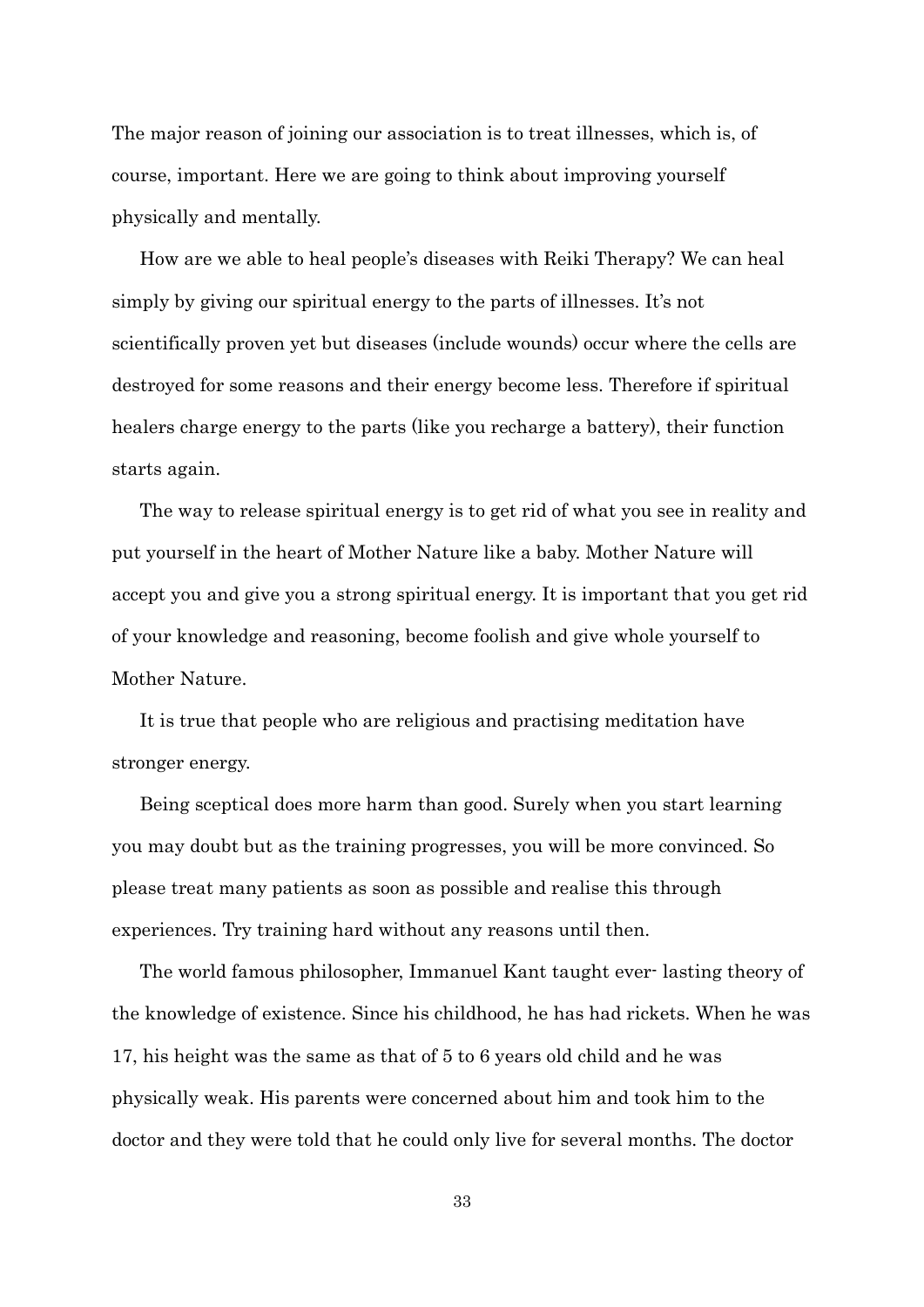The major reason of joining our association is to treat illnesses, which is, of course, important. Here we are going to think about improving yourself physically and mentally.

How are we able to heal people's diseases with Reiki Therapy? We can heal simply by giving our spiritual energy to the parts of illnesses. It's not scientifically proven yet but diseases (include wounds) occur where the cells are destroyed for some reasons and their energy become less. Therefore if spiritual healers charge energy to the parts (like you recharge a battery), their function starts again.

The way to release spiritual energy is to get rid of what you see in reality and put yourself in the heart of Mother Nature like a baby. Mother Nature will accept you and give you a strong spiritual energy. It is important that you get rid of your knowledge and reasoning, become foolish and give whole yourself to Mother Nature.

It is true that people who are religious and practising meditation have stronger energy.

Being sceptical does more harm than good. Surely when you start learning you may doubt but as the training progresses, you will be more convinced. So please treat many patients as soon as possible and realise this through experiences. Try training hard without any reasons until then.

The world famous philosopher, Immanuel Kant taught ever- lasting theory of the knowledge of existence. Since his childhood, he has had rickets. When he was 17, his height was the same as that of 5 to 6 years old child and he was physically weak. His parents were concerned about him and took him to the doctor and they were told that he could only live for several months. The doctor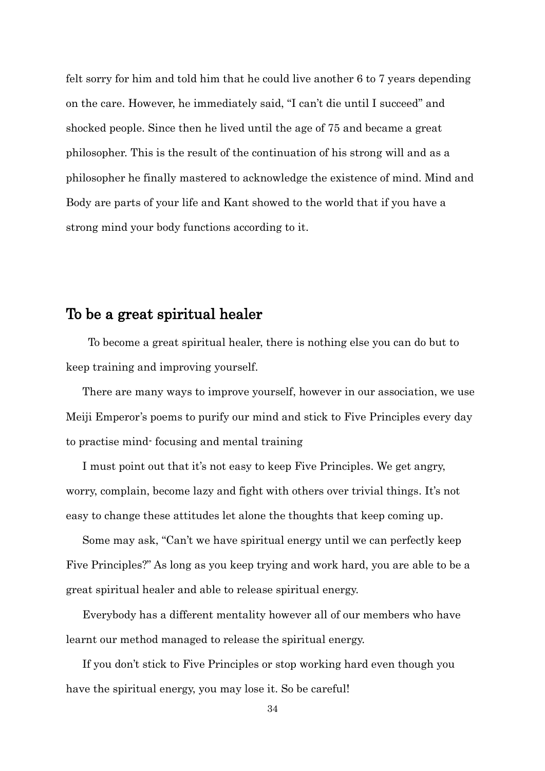felt sorry for him and told him that he could live another 6 to 7 years depending on the care. However, he immediately said, "I can't die until I succeed" and shocked people. Since then he lived until the age of 75 and became a great philosopher. This is the result of the continuation of his strong will and as a philosopher he finally mastered to acknowledge the existence of mind. Mind and Body are parts of your life and Kant showed to the world that if you have a strong mind your body functions according to it.

## To be a great spiritual healer

To become a great spiritual healer, there is nothing else you can do but to keep training and improving yourself.

There are many ways to improve yourself, however in our association, we use Meiji Emperor's poems to purify our mind and stick to Five Principles every day to practise mind- focusing and mental training

I must point out that it's not easy to keep Five Principles. We get angry, worry, complain, become lazy and fight with others over trivial things. It's not easy to change these attitudes let alone the thoughts that keep coming up.

Some may ask, "Can't we have spiritual energy until we can perfectly keep Five Principles?" As long as you keep trying and work hard, you are able to be a great spiritual healer and able to release spiritual energy.

Everybody has a different mentality however all of our members who have learnt our method managed to release the spiritual energy.

If you don't stick to Five Principles or stop working hard even though you have the spiritual energy, you may lose it. So be careful!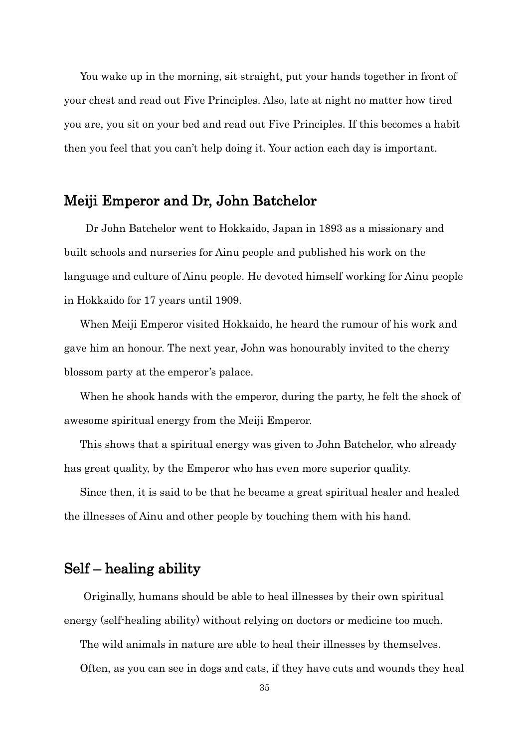You wake up in the morning, sit straight, put your hands together in front of your chest and read out Five Principles. Also, late at night no matter how tired you are, you sit on your bed and read out Five Principles. If this becomes a habit then you feel that you can't help doing it. Your action each day is important.

## Meiji Emperor and Dr, John Batchelor

Dr John Batchelor went to Hokkaido, Japan in 1893 as a missionary and built schools and nurseries for Ainu people and published his work on the language and culture of Ainu people. He devoted himself working for Ainu people in Hokkaido for 17 years until 1909.

When Meiji Emperor visited Hokkaido, he heard the rumour of his work and gave him an honour. The next year, John was honourably invited to the cherry blossom party at the emperor's palace.

When he shook hands with the emperor, during the party, he felt the shock of awesome spiritual energy from the Meiji Emperor.

This shows that a spiritual energy was given to John Batchelor, who already has great quality, by the Emperor who has even more superior quality.

Since then, it is said to be that he became a great spiritual healer and healed the illnesses of Ainu and other people by touching them with his hand.

## Self – healing ability

Originally, humans should be able to heal illnesses by their own spiritual energy (self-healing ability) without relying on doctors or medicine too much.

The wild animals in nature are able to heal their illnesses by themselves.

Often, as you can see in dogs and cats, if they have cuts and wounds they heal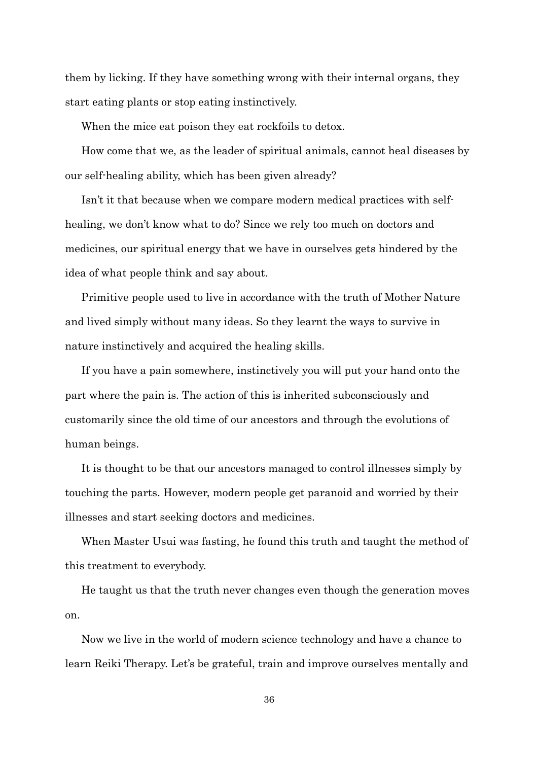them by licking. If they have something wrong with their internal organs, they start eating plants or stop eating instinctively.

When the mice eat poison they eat rockfoils to detox.

How come that we, as the leader of spiritual animals, cannot heal diseases by our self-healing ability, which has been given already?

Isn't it that because when we compare modern medical practices with self-healing, we don't know what to do? Since we rely too much on doctors and medicines, our spiritual energy that we have in ourselves gets hindered by the idea of what people think and say about.

Primitive people used to live in accordance with the truth of Mother Nature and lived simply without many ideas. So they learnt the ways to survive in nature instinctively and acquired the healing skills.

If you have a pain somewhere, instinctively you will put your hand onto the part where the pain is. The action of this is inherited subconsciously and customarily since the old time of our ancestors and through the evolutions of human beings.

It is thought to be that our ancestors managed to control illnesses simply by touching the parts. However, modern people get paranoid and worried by their illnesses and start seeking doctors and medicines.

When Master Usui was fasting, he found this truth and taught the method of this treatment to everybody.

He taught us that the truth never changes even though the generation moves on.

Now we live in the world of modern science technology and have a chance to learn Reiki Therapy. Let's be grateful, train and improve ourselves mentally and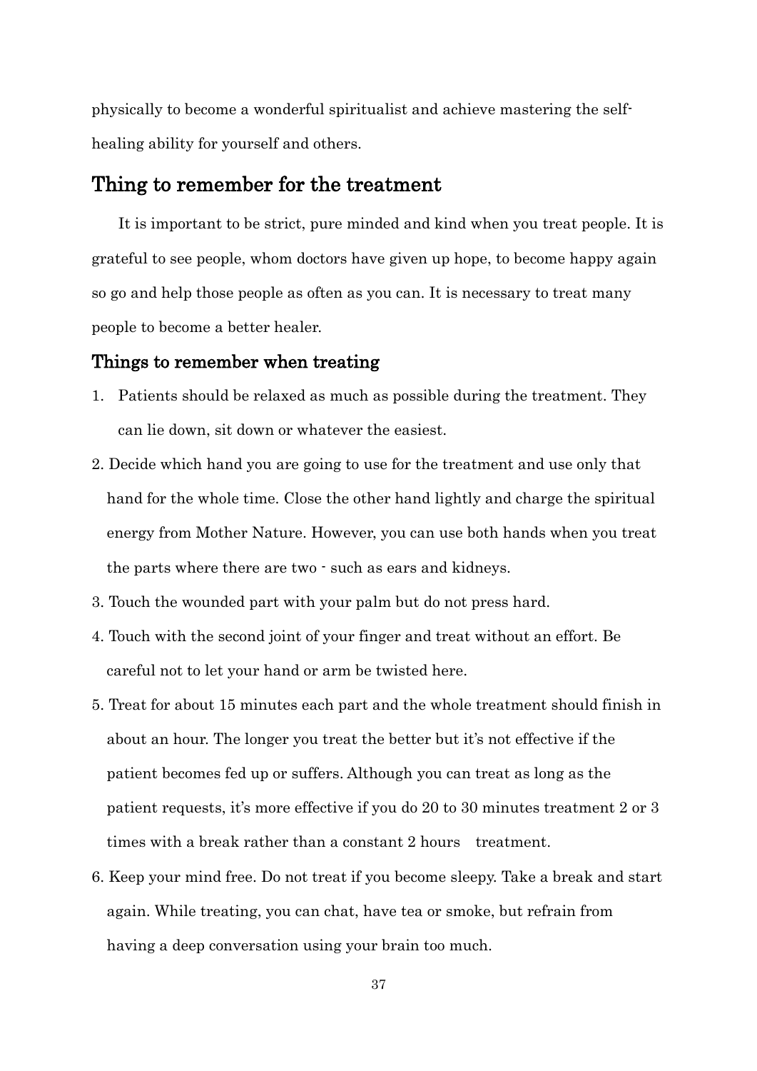physically to become a wonderful spiritualist and achieve mastering the self-healing ability for yourself and others.

## Thing to remember for the treatment

It is important to be strict, pure minded and kind when you treat people. It is grateful to see people, whom doctors have given up hope, to become happy again so go and help those people as often as you can. It is necessary to treat many people to become a better healer.

### Things to remember when treating

1. Patients should be relaxed as much as possible during the treatment. They can lie down, sit down or whatever the easiest.
2. Decide which hand you are going to use for the treatment and use only that hand for the whole time. Close the other hand lightly and charge the spiritual energy from Mother Nature. However, you can use both hands when you treat the parts where there are two - such as ears and kidneys.
3. Touch the wounded part with your palm but do not press hard.
4. Touch with the second joint of your finger and treat without an effort. Be careful not to let your hand or arm be twisted here.
5. Treat for about 15 minutes each part and the whole treatment should finish in about an hour. The longer you treat the better but it's not effective if the patient becomes fed up or suffers. Although you can treat as long as the patient requests, it's more effective if you do 20 to 30 minutes treatment 2 or 3 times with a break rather than a constant 2 hours treatment.
6. Keep your mind free. Do not treat if you become sleepy. Take a break and start again. While treating, you can chat, have tea or smoke, but refrain from having a deep conversation using your brain too much.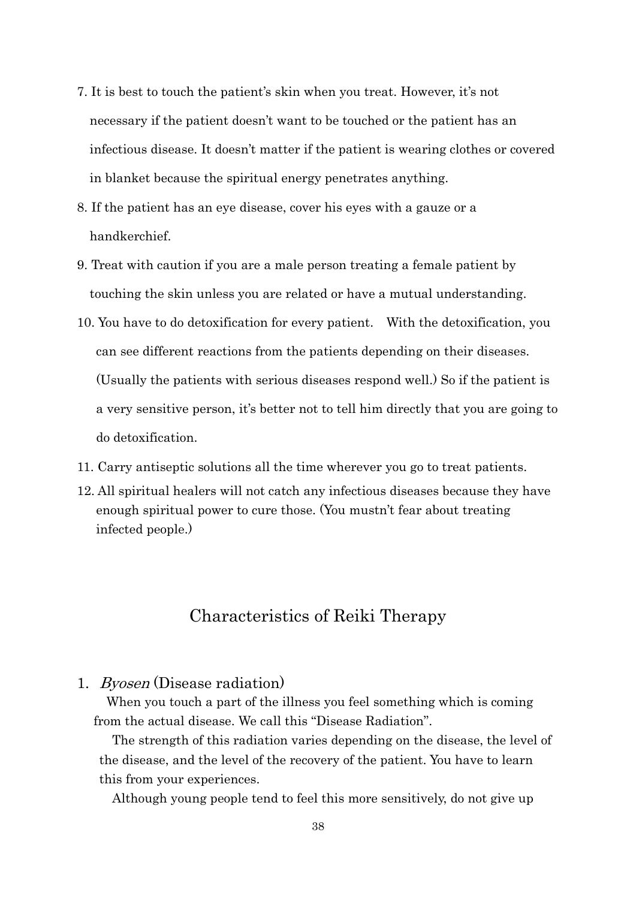7. It is best to touch the patient's skin when you treat. However, it's not necessary if the patient doesn't want to be touched or the patient has an infectious disease. It doesn't matter if the patient is wearing clothes or covered in blanket because the spiritual energy penetrates anything.
8. If the patient has an eye disease, cover his eyes with a gauze or a handkerchief.
9. Treat with caution if you are a male person treating a female patient by touching the skin unless you are related or have a mutual understanding.
10. You have to do detoxification for every patient. With the detoxification, you can see different reactions from the patients depending on their diseases. (Usually the patients with serious diseases respond well.) So if the patient is a very sensitive person, it's better not to tell him directly that you are going to do detoxification.
11. Carry antiseptic solutions all the time wherever you go to treat patients.
12. All spiritual healers will not catch any infectious diseases because they have enough spiritual power to cure those. (You mustn't fear about treating infected people.)

## Characteristics of Reiki Therapy

1. *Byosen* (Disease radiation)

When you touch a part of the illness you feel something which is coming from the actual disease. We call this "Disease Radiation".

The strength of this radiation varies depending on the disease, the level of the disease, and the level of the recovery of the patient. You have to learn this from your experiences.

Although young people tend to feel this more sensitively, do not give up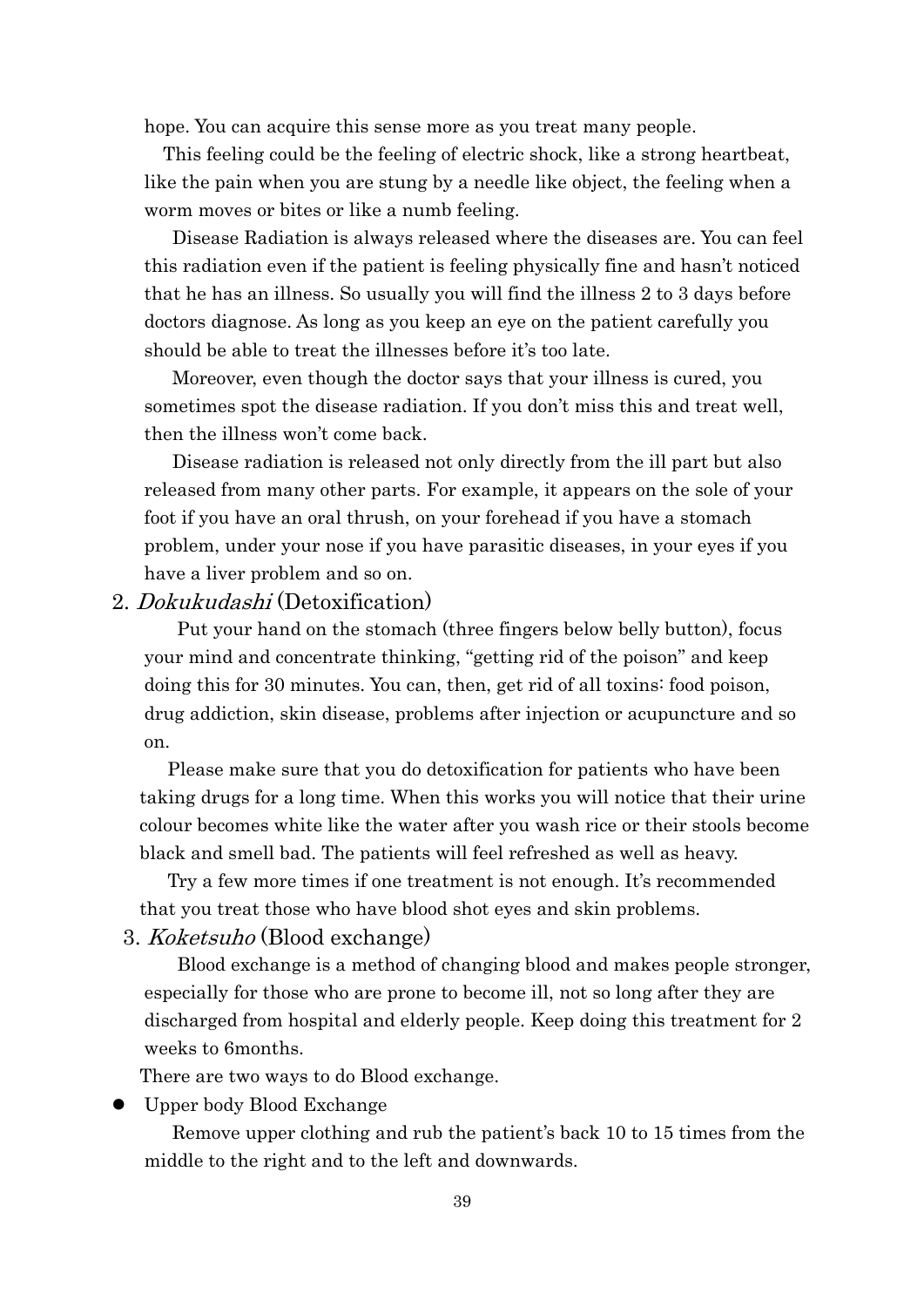hope. You can acquire this sense more as you treat many people.

This feeling could be the feeling of electric shock, like a strong heartbeat, like the pain when you are stung by a needle like object, the feeling when a worm moves or bites or like a numb feeling.

Disease Radiation is always released where the diseases are. You can feel this radiation even if the patient is feeling physically fine and hasn't noticed that he has an illness. So usually you will find the illness 2 to 3 days before doctors diagnose. As long as you keep an eye on the patient carefully you should be able to treat the illnesses before it's too late.

Moreover, even though the doctor says that your illness is cured, you sometimes spot the disease radiation. If you don't miss this and treat well, then the illness won't come back.

Disease radiation is released not only directly from the ill part but also released from many other parts. For example, it appears on the sole of your foot if you have an oral thrush, on your forehead if you have a stomach problem, under your nose if you have parasitic diseases, in your eyes if you have a liver problem and so on.

2. *Dokukudashi* (Detoxification)

Put your hand on the stomach (three fingers below belly button), focus your mind and concentrate thinking, "getting rid of the poison" and keep doing this for 30 minutes. You can, then, get rid of all toxins: food poison, drug addiction, skin disease, problems after injection or acupuncture and so on.

Please make sure that you do detoxification for patients who have been taking drugs for a long time. When this works you will notice that their urine colour becomes white like the water after you wash rice or their stools become black and smell bad. The patients will feel refreshed as well as heavy.

Try a few more times if one treatment is not enough. It's recommended that you treat those who have blood shot eyes and skin problems.

3. *Koketsuho* (Blood exchange)

Blood exchange is a method of changing blood and makes people stronger, especially for those who are prone to become ill, not so long after they are discharged from hospital and elderly people. Keep doing this treatment for 2 weeks to 6months.

There are two ways to do Blood exchange.

- Upper body Blood Exchange

  Remove upper clothing and rub the patient's back 10 to 15 times from the middle to the right and to the left and downwards.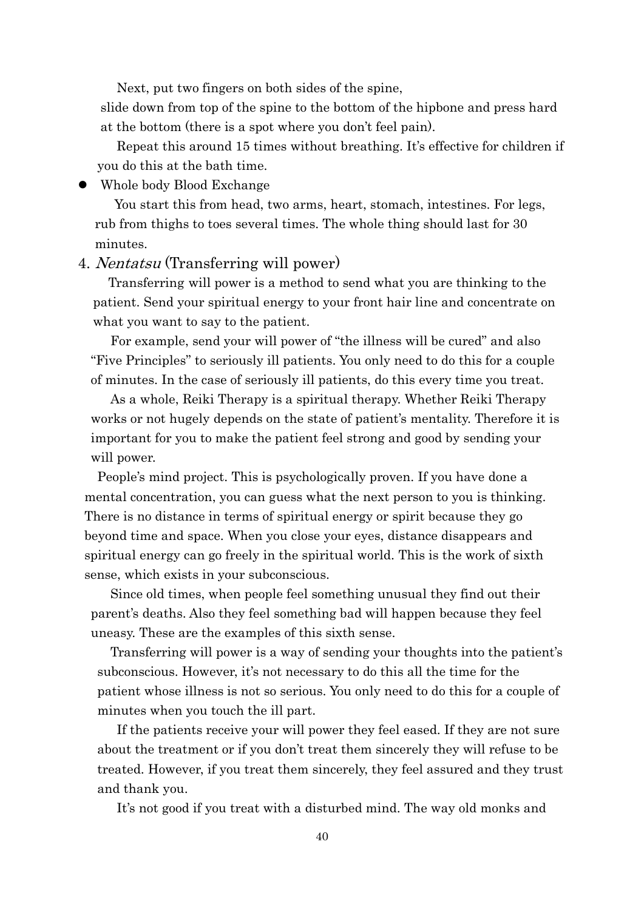Next, put two fingers on both sides of the spine, slide down from top of the spine to the bottom of the hipbone and press hard at the bottom (there is a spot where you don't feel pain).

Repeat this around 15 times without breathing. It's effective for children if you do this at the bath time.

- Whole body Blood Exchange

  You start this from head, two arms, heart, stomach, intestines. For legs, rub from thighs to toes several times. The whole thing should last for 30 minutes.

4. *Nentatsu* (Transferring will power)

Transferring will power is a method to send what you are thinking to the patient. Send your spiritual energy to your front hair line and concentrate on what you want to say to the patient.

For example, send your will power of "the illness will be cured" and also "Five Principles" to seriously ill patients. You only need to do this for a couple of minutes. In the case of seriously ill patients, do this every time you treat.

As a whole, Reiki Therapy is a spiritual therapy. Whether Reiki Therapy works or not hugely depends on the state of patient's mentality. Therefore it is important for you to make the patient feel strong and good by sending your will power.

People's mind project. This is psychologically proven. If you have done a mental concentration, you can guess what the next person to you is thinking. There is no distance in terms of spiritual energy or spirit because they go beyond time and space. When you close your eyes, distance disappears and spiritual energy can go freely in the spiritual world. This is the work of sixth sense, which exists in your subconscious.

Since old times, when people feel something unusual they find out their parent's deaths. Also they feel something bad will happen because they feel uneasy. These are the examples of this sixth sense.

Transferring will power is a way of sending your thoughts into the patient's subconscious. However, it's not necessary to do this all the time for the patient whose illness is not so serious. You only need to do this for a couple of minutes when you touch the ill part.

If the patients receive your will power they feel eased. If they are not sure about the treatment or if you don't treat them sincerely they will refuse to be treated. However, if you treat them sincerely, they feel assured and they trust and thank you.

It's not good if you treat with a disturbed mind. The way old monks and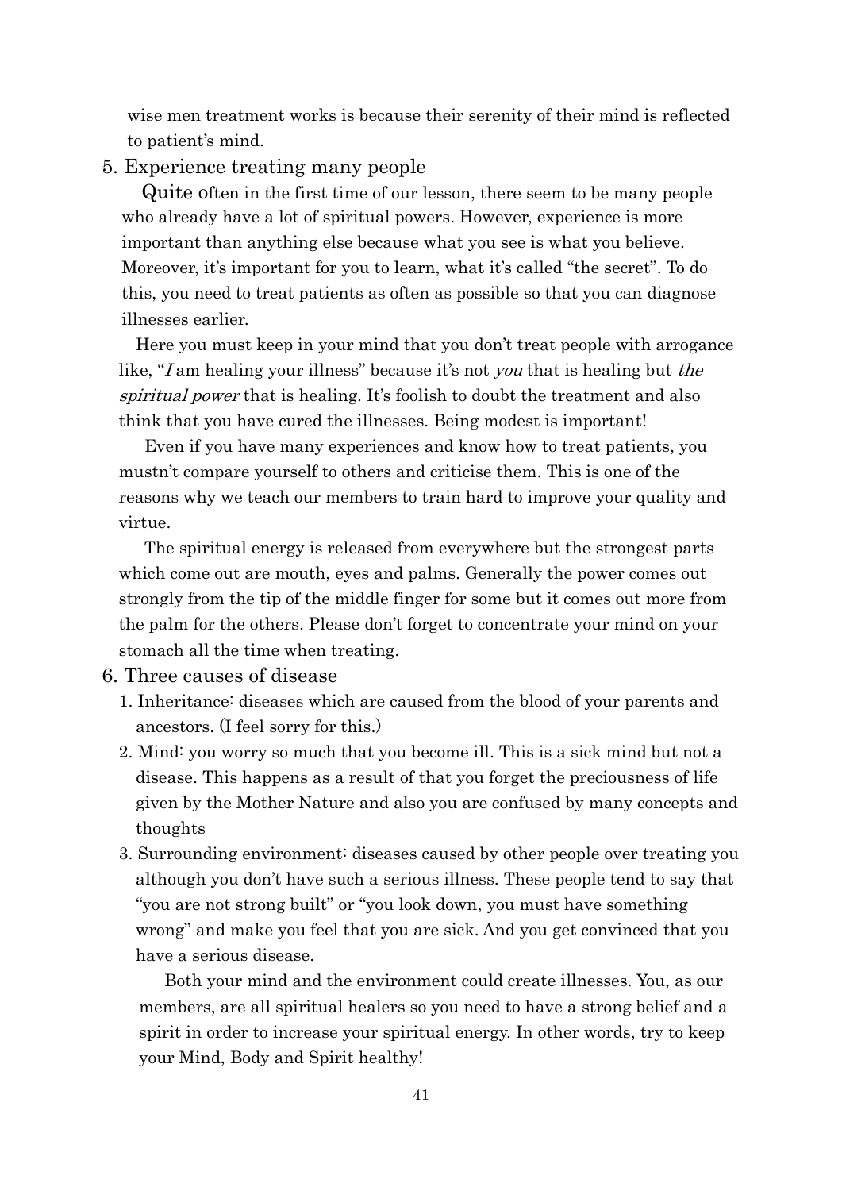wise men treatment works is because their serenity of their mind is reflected to patient's mind.

5. Experience treating many people

Quite often in the first time of our lesson, there seem to be many people who already have a lot of spiritual powers. However, experience is more important than anything else because what you see is what you believe. Moreover, it's important for you to learn, what it's called "the secret". To do this, you need to treat patients as often as possible so that you can diagnose illnesses earlier.

Here you must keep in your mind that you don't treat people with arrogance like, "*I* am healing your illness" because it's not *you* that is healing but *the spiritual power* that is healing. It's foolish to doubt the treatment and also think that you have cured the illnesses. Being modest is important!

Even if you have many experiences and know how to treat patients, you mustn't compare yourself to others and criticise them. This is one of the reasons why we teach our members to train hard to improve your quality and virtue.

The spiritual energy is released from everywhere but the strongest parts which come out are mouth, eyes and palms. Generally the power comes out strongly from the tip of the middle finger for some but it comes out more from the palm for the others. Please don't forget to concentrate your mind on your stomach all the time when treating.

6. Three causes of disease

1. Inheritance: diseases which are caused from the blood of your parents and ancestors. (I feel sorry for this.)
2. Mind: you worry so much that you become ill. This is a sick mind but not a disease. This happens as a result of that you forget the preciousness of life given by the Mother Nature and also you are confused by many concepts and thoughts
3. Surrounding environment: diseases caused by other people over treating you although you don't have such a serious illness. These people tend to say that "you are not strong built" or "you look down, you must have something wrong" and make you feel that you are sick. And you get convinced that you have a serious disease.

Both your mind and the environment could create illnesses. You, as our members, are all spiritual healers so you need to have a strong belief and a spirit in order to increase your spiritual energy. In other words, try to keep your Mind, Body and Spirit healthy!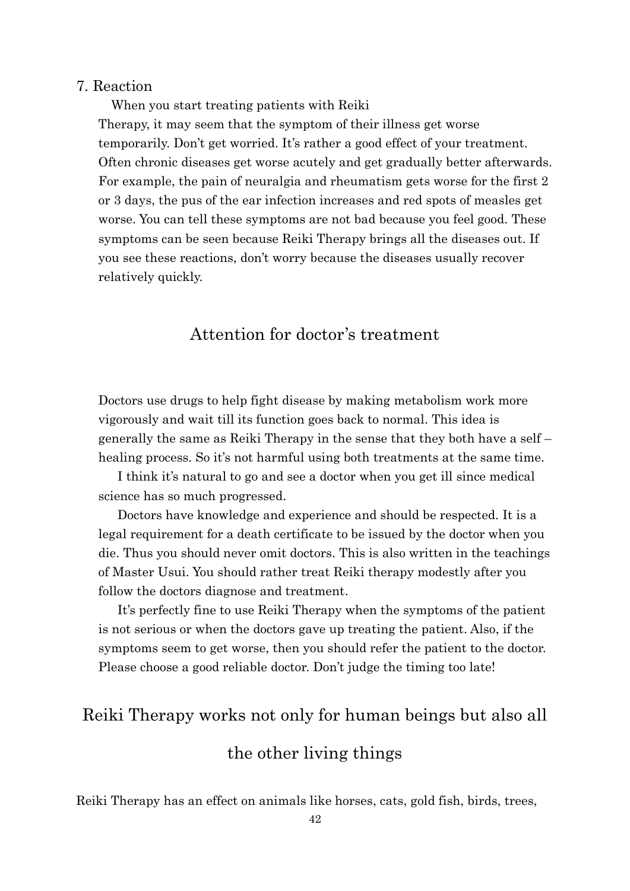7. Reaction

When you start treating patients with Reiki Therapy, it may seem that the symptom of their illness get worse temporarily. Don't get worried. It's rather a good effect of your treatment. Often chronic diseases get worse acutely and get gradually better afterwards. For example, the pain of neuralgia and rheumatism gets worse for the first 2 or 3 days, the pus of the ear infection increases and red spots of measles get worse. You can tell these symptoms are not bad because you feel good. These symptoms can be seen because Reiki Therapy brings all the diseases out. If you see these reactions, don't worry because the diseases usually recover relatively quickly.

## Attention for doctor's treatment

Doctors use drugs to help fight disease by making metabolism work more vigorously and wait till its function goes back to normal. This idea is generally the same as Reiki Therapy in the sense that they both have a self – healing process. So it's not harmful using both treatments at the same time.

I think it's natural to go and see a doctor when you get ill since medical science has so much progressed.

Doctors have knowledge and experience and should be respected. It is a legal requirement for a death certificate to be issued by the doctor when you die. Thus you should never omit doctors. This is also written in the teachings of Master Usui. You should rather treat Reiki therapy modestly after you follow the doctors diagnose and treatment.

It's perfectly fine to use Reiki Therapy when the symptoms of the patient is not serious or when the doctors gave up treating the patient. Also, if the symptoms seem to get worse, then you should refer the patient to the doctor. Please choose a good reliable doctor. Don't judge the timing too late!

## Reiki Therapy works not only for human beings but also all the other living things

Reiki Therapy has an effect on animals like horses, cats, gold fish, birds, trees,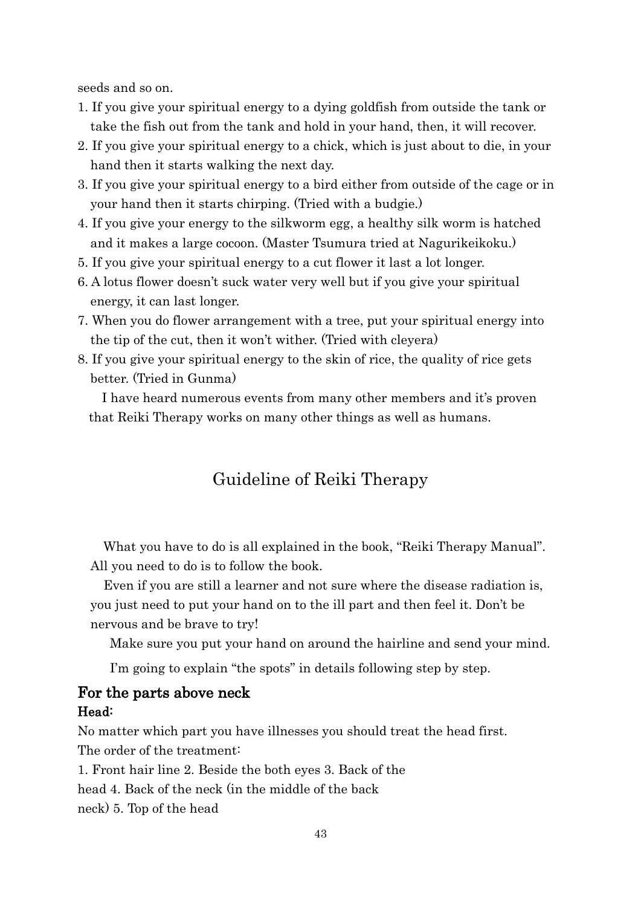seeds and so on.

1. If you give your spiritual energy to a dying goldfish from outside the tank or take the fish out from the tank and hold in your hand, then, it will recover.
2. If you give your spiritual energy to a chick, which is just about to die, in your hand then it starts walking the next day.
3. If you give your spiritual energy to a bird either from outside of the cage or in your hand then it starts chirping. (Tried with a budgie.)
4. If you give your energy to the silkworm egg, a healthy silk worm is hatched and it makes a large cocoon. (Master Tsumura tried at Nagurikeikoku.)
5. If you give your spiritual energy to a cut flower it last a lot longer.
6. A lotus flower doesn't suck water very well but if you give your spiritual energy, it can last longer.
7. When you do flower arrangement with a tree, put your spiritual energy into the tip of the cut, then it won't wither. (Tried with cleyera)
8. If you give your spiritual energy to the skin of rice, the quality of rice gets better. (Tried in Gunma)

I have heard numerous events from many other members and it's proven that Reiki Therapy works on many other things as well as humans.

## Guideline of Reiki Therapy

What you have to do is all explained in the book, "Reiki Therapy Manual". All you need to do is to follow the book.

Even if you are still a learner and not sure where the disease radiation is, you just need to put your hand on to the ill part and then feel it. Don't be nervous and be brave to try!

Make sure you put your hand on around the hairline and send your mind.

I'm going to explain "the spots" in details following step by step.

### For the parts above neck

**Head:**

No matter which part you have illnesses you should treat the head first.

The order of the treatment:

1. Front hair line 2. Beside the both eyes 3. Back of the head 4. Back of the neck (in the middle of the back neck) 5. Top of the head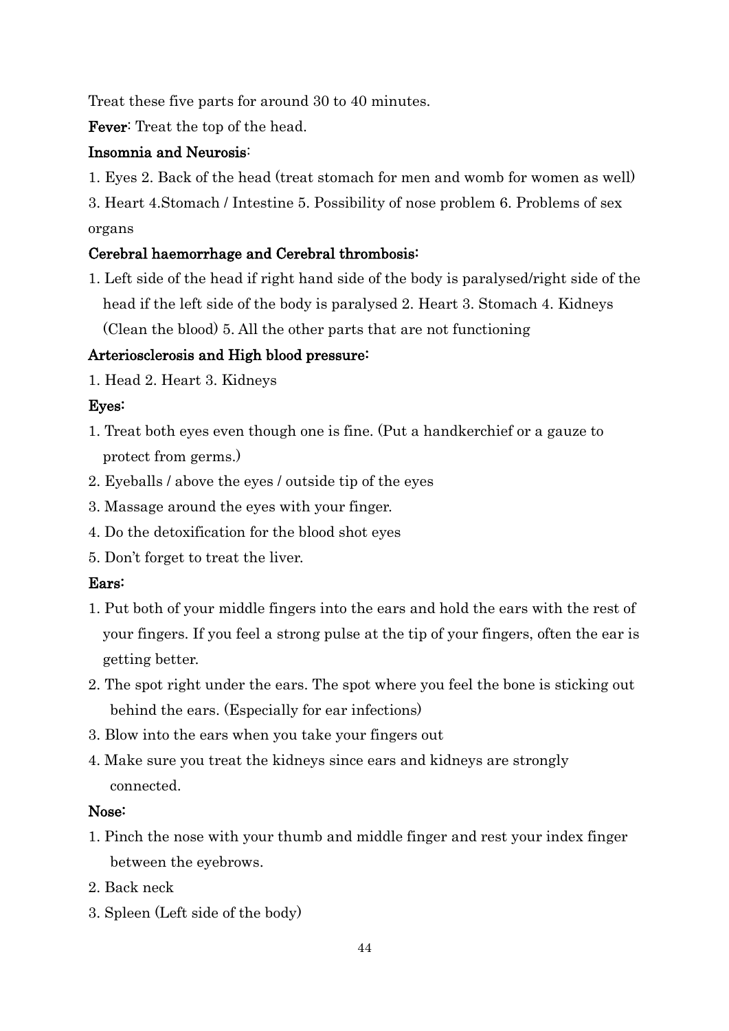Treat these five parts for around 30 to 40 minutes.

**Fever**: Treat the top of the head.

**Insomnia and Neurosis**:

1. Eyes 2. Back of the head (treat stomach for men and womb for women as well) 3. Heart 4.Stomach / Intestine 5. Possibility of nose problem 6. Problems of sex organs

**Cerebral haemorrhage and Cerebral thrombosis:**

1. Left side of the head if right hand side of the body is paralysed/right side of the head if the left side of the body is paralysed 2. Heart 3. Stomach 4. Kidneys (Clean the blood) 5. All the other parts that are not functioning

**Arteriosclerosis and High blood pressure:**

1. Head 2. Heart 3. Kidneys

**Eyes:**

1. Treat both eyes even though one is fine. (Put a handkerchief or a gauze to protect from germs.)
2. Eyeballs / above the eyes / outside tip of the eyes
3. Massage around the eyes with your finger.
4. Do the detoxification for the blood shot eyes
5. Don't forget to treat the liver.

**Ears:**

1. Put both of your middle fingers into the ears and hold the ears with the rest of your fingers. If you feel a strong pulse at the tip of your fingers, often the ear is getting better.
2. The spot right under the ears. The spot where you feel the bone is sticking out behind the ears. (Especially for ear infections)
3. Blow into the ears when you take your fingers out
4. Make sure you treat the kidneys since ears and kidneys are strongly connected.

**Nose:**

1. Pinch the nose with your thumb and middle finger and rest your index finger between the eyebrows.
2. Back neck
3. Spleen (Left side of the body)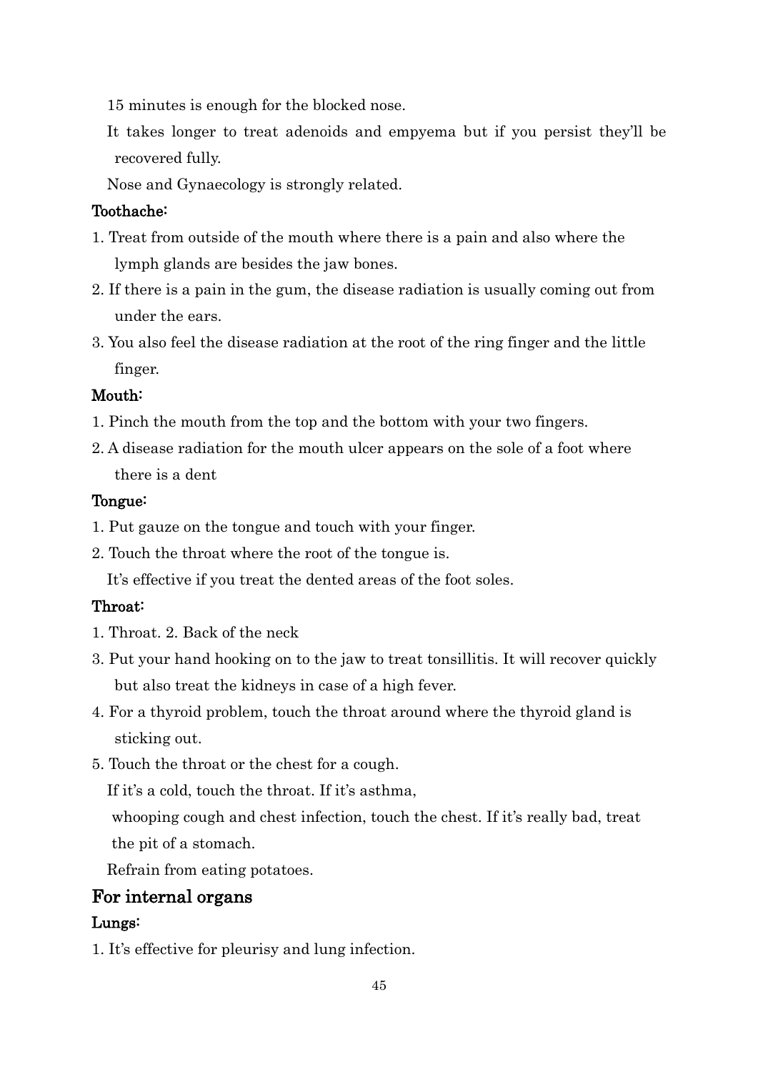15 minutes is enough for the blocked nose.

It takes longer to treat adenoids and empyema but if you persist they'll be recovered fully.

Nose and Gynaecology is strongly related.

### Toothache:

1. Treat from outside of the mouth where there is a pain and also where the lymph glands are besides the jaw bones.
2. If there is a pain in the gum, the disease radiation is usually coming out from under the ears.
3. You also feel the disease radiation at the root of the ring finger and the little finger.

### Mouth:

1. Pinch the mouth from the top and the bottom with your two fingers.
2. A disease radiation for the mouth ulcer appears on the sole of a foot where there is a dent

### Tongue:

1. Put gauze on the tongue and touch with your finger.
2. Touch the throat where the root of the tongue is.

It's effective if you treat the dented areas of the foot soles.

### Throat:

1. Throat. 2. Back of the neck
3. Put your hand hooking on to the jaw to treat tonsillitis. It will recover quickly but also treat the kidneys in case of a high fever.
4. For a thyroid problem, touch the throat around where the thyroid gland is sticking out.
5. Touch the throat or the chest for a cough.

If it's a cold, touch the throat. If it's asthma, whooping cough and chest infection, touch the chest. If it's really bad, treat the pit of a stomach.

Refrain from eating potatoes.

## For internal organs

### Lungs:

1. It's effective for pleurisy and lung infection.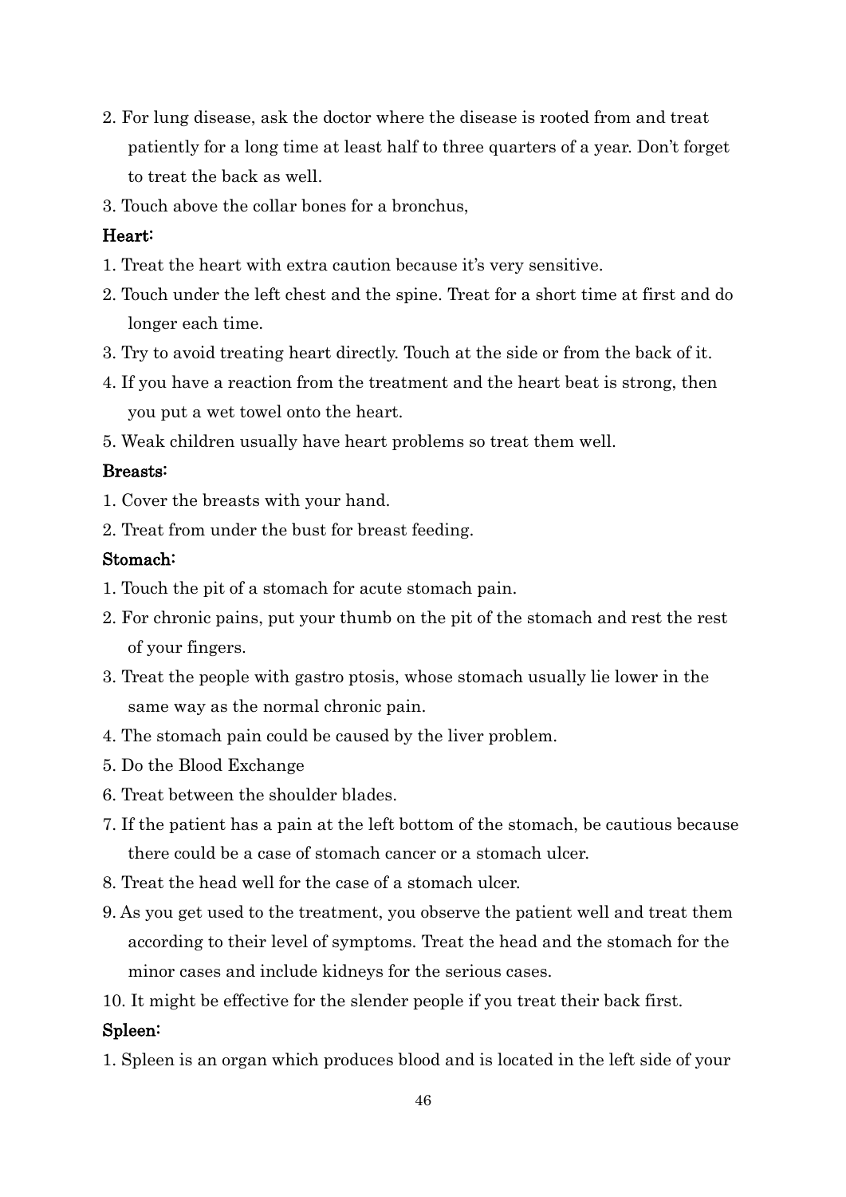2. For lung disease, ask the doctor where the disease is rooted from and treat patiently for a long time at least half to three quarters of a year. Don't forget to treat the back as well.
3. Touch above the collar bones for a bronchus,

**Heart:**

1. Treat the heart with extra caution because it's very sensitive.
2. Touch under the left chest and the spine. Treat for a short time at first and do longer each time.
3. Try to avoid treating heart directly. Touch at the side or from the back of it.
4. If you have a reaction from the treatment and the heart beat is strong, then you put a wet towel onto the heart.
5. Weak children usually have heart problems so treat them well.

**Breasts:**

1. Cover the breasts with your hand.
2. Treat from under the bust for breast feeding.

**Stomach:**

1. Touch the pit of a stomach for acute stomach pain.
2. For chronic pains, put your thumb on the pit of the stomach and rest the rest of your fingers.
3. Treat the people with gastro ptosis, whose stomach usually lie lower in the same way as the normal chronic pain.
4. The stomach pain could be caused by the liver problem.
5. Do the Blood Exchange
6. Treat between the shoulder blades.
7. If the patient has a pain at the left bottom of the stomach, be cautious because there could be a case of stomach cancer or a stomach ulcer.
8. Treat the head well for the case of a stomach ulcer.
9. As you get used to the treatment, you observe the patient well and treat them according to their level of symptoms. Treat the head and the stomach for the minor cases and include kidneys for the serious cases.
10. It might be effective for the slender people if you treat their back first.

**Spleen:**

1. Spleen is an organ which produces blood and is located in the left side of your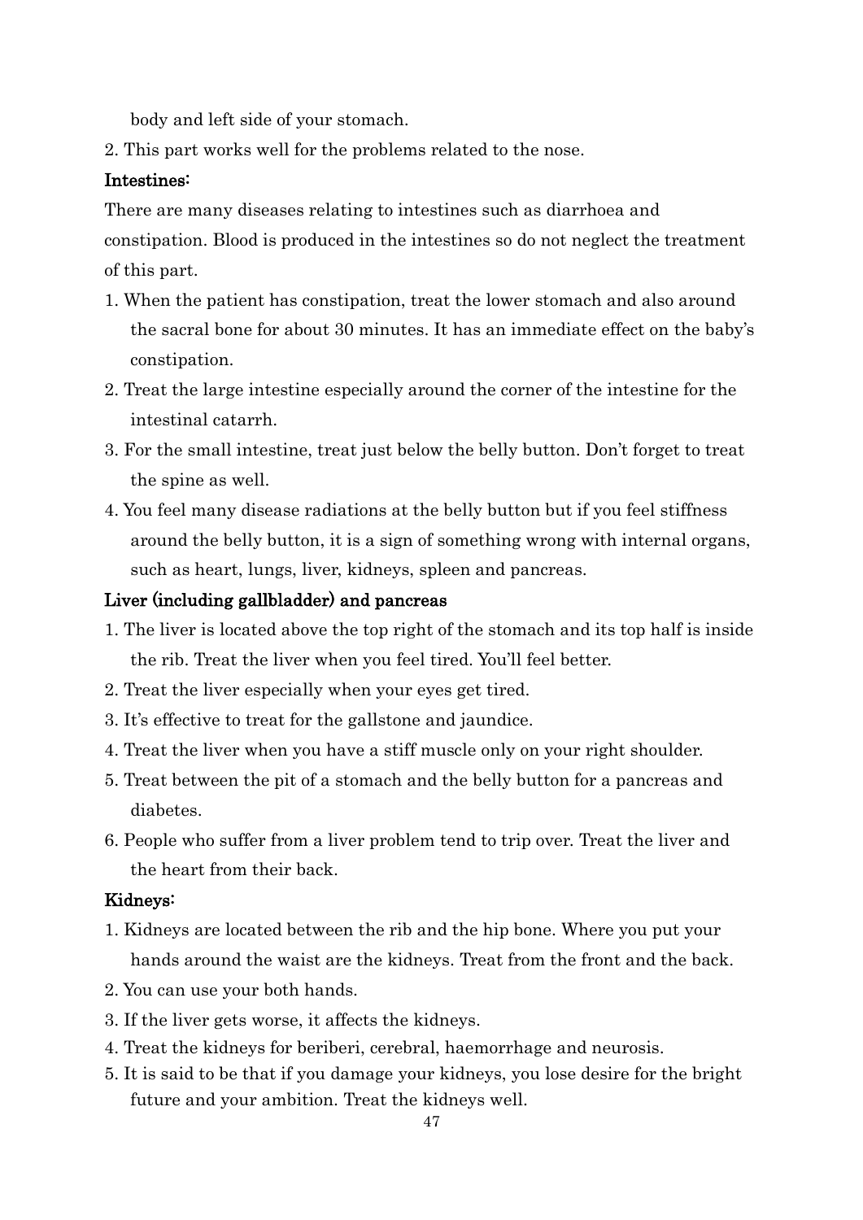body and left side of your stomach.

2. This part works well for the problems related to the nose.

**Intestines:**

There are many diseases relating to intestines such as diarrhoea and constipation. Blood is produced in the intestines so do not neglect the treatment of this part.

1. When the patient has constipation, treat the lower stomach and also around the sacral bone for about 30 minutes. It has an immediate effect on the baby's constipation.
2. Treat the large intestine especially around the corner of the intestine for the intestinal catarrh.
3. For the small intestine, treat just below the belly button. Don't forget to treat the spine as well.
4. You feel many disease radiations at the belly button but if you feel stiffness around the belly button, it is a sign of something wrong with internal organs, such as heart, lungs, liver, kidneys, spleen and pancreas.

**Liver (including gallbladder) and pancreas**

1. The liver is located above the top right of the stomach and its top half is inside the rib. Treat the liver when you feel tired. You'll feel better.
2. Treat the liver especially when your eyes get tired.
3. It's effective to treat for the gallstone and jaundice.
4. Treat the liver when you have a stiff muscle only on your right shoulder.
5. Treat between the pit of a stomach and the belly button for a pancreas and diabetes.
6. People who suffer from a liver problem tend to trip over. Treat the liver and the heart from their back.

**Kidneys:**

1. Kidneys are located between the rib and the hip bone. Where you put your hands around the waist are the kidneys. Treat from the front and the back.
2. You can use your both hands.
3. If the liver gets worse, it affects the kidneys.
4. Treat the kidneys for beriberi, cerebral, haemorrhage and neurosis.
5. It is said to be that if you damage your kidneys, you lose desire for the bright future and your ambition. Treat the kidneys well.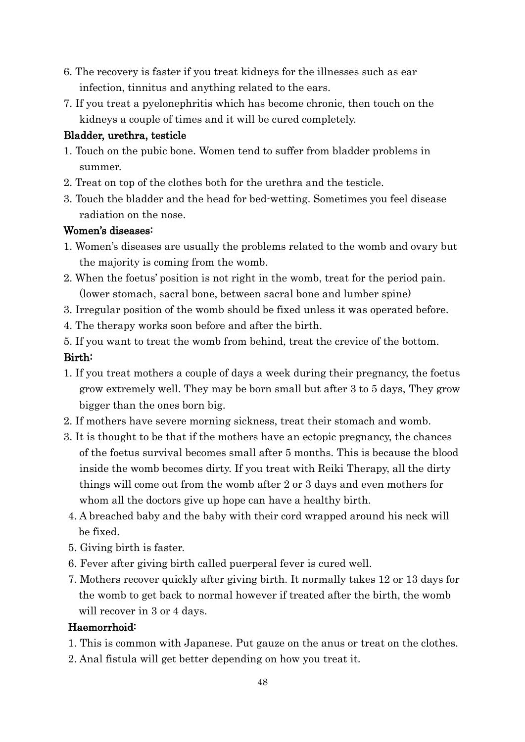6. The recovery is faster if you treat kidneys for the illnesses such as ear infection, tinnitus and anything related to the ears.
7. If you treat a pyelonephritis which has become chronic, then touch on the kidneys a couple of times and it will be cured completely.

**Bladder, urethra, testicle**

1. Touch on the pubic bone. Women tend to suffer from bladder problems in summer.
2. Treat on top of the clothes both for the urethra and the testicle.
3. Touch the bladder and the head for bed-wetting. Sometimes you feel disease radiation on the nose.

**Women's diseases:**

1. Women's diseases are usually the problems related to the womb and ovary but the majority is coming from the womb.
2. When the foetus' position is not right in the womb, treat for the period pain. (lower stomach, sacral bone, between sacral bone and lumber spine)
3. Irregular position of the womb should be fixed unless it was operated before.
4. The therapy works soon before and after the birth.
5. If you want to treat the womb from behind, treat the crevice of the bottom.

**Birth:**

1. If you treat mothers a couple of days a week during their pregnancy, the foetus grow extremely well. They may be born small but after 3 to 5 days, They grow bigger than the ones born big.
2. If mothers have severe morning sickness, treat their stomach and womb.
3. It is thought to be that if the mothers have an ectopic pregnancy, the chances of the foetus survival becomes small after 5 months. This is because the blood inside the womb becomes dirty. If you treat with Reiki Therapy, all the dirty things will come out from the womb after 2 or 3 days and even mothers for whom all the doctors give up hope can have a healthy birth.
4. A breached baby and the baby with their cord wrapped around his neck will be fixed.
5. Giving birth is faster.
6. Fever after giving birth called puerperal fever is cured well.
7. Mothers recover quickly after giving birth. It normally takes 12 or 13 days for the womb to get back to normal however if treated after the birth, the womb will recover in 3 or 4 days.

**Haemorrhoid:**

1. This is common with Japanese. Put gauze on the anus or treat on the clothes.
2. Anal fistula will get better depending on how you treat it.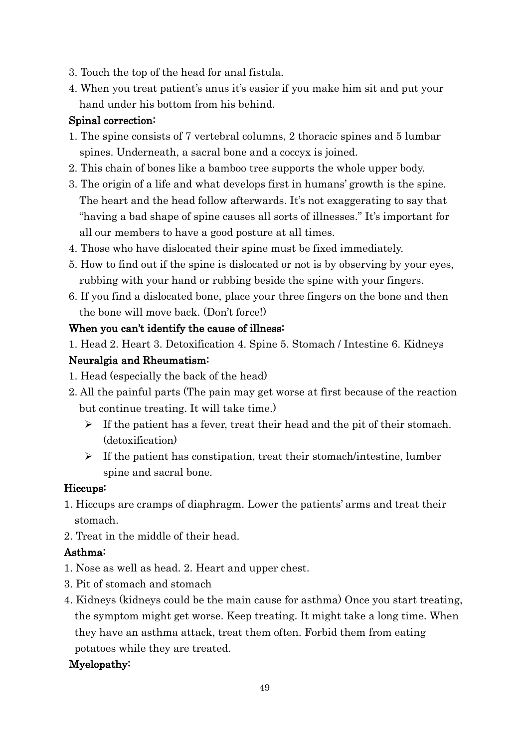3. Touch the top of the head for anal fistula.
4. When you treat patient's anus it's easier if you make him sit and put your hand under his bottom from his behind.

**Spinal correction:**

1. The spine consists of 7 vertebral columns, 2 thoracic spines and 5 lumbar spines. Underneath, a sacral bone and a coccyx is joined.
2. This chain of bones like a bamboo tree supports the whole upper body.
3. The origin of a life and what develops first in humans' growth is the spine. The heart and the head follow afterwards. It's not exaggerating to say that "having a bad shape of spine causes all sorts of illnesses." It's important for all our members to have a good posture at all times.
4. Those who have dislocated their spine must be fixed immediately.
5. How to find out if the spine is dislocated or not is by observing by your eyes, rubbing with your hand or rubbing beside the spine with your fingers.
6. If you find a dislocated bone, place your three fingers on the bone and then the bone will move back. (Don't force!)

**When you can't identify the cause of illness:**

1. Head 2. Heart 3. Detoxification 4. Spine 5. Stomach / Intestine 6. Kidneys

**Neuralgia and Rheumatism:**

1. Head (especially the back of the head)
2. All the painful parts (The pain may get worse at first because of the reaction but continue treating. It will take time.)
   - If the patient has a fever, treat their head and the pit of their stomach. (detoxification)
   - If the patient has constipation, treat their stomach/intestine, lumber spine and sacral bone.

**Hiccups:**

1. Hiccups are cramps of diaphragm. Lower the patients' arms and treat their stomach.
2. Treat in the middle of their head.

**Asthma:**

1. Nose as well as head. 2. Heart and upper chest.
3. Pit of stomach and stomach
4. Kidneys (kidneys could be the main cause for asthma) Once you start treating, the symptom might get worse. Keep treating. It might take a long time. When they have an asthma attack, treat them often. Forbid them from eating potatoes while they are treated.

**Myelopathy:**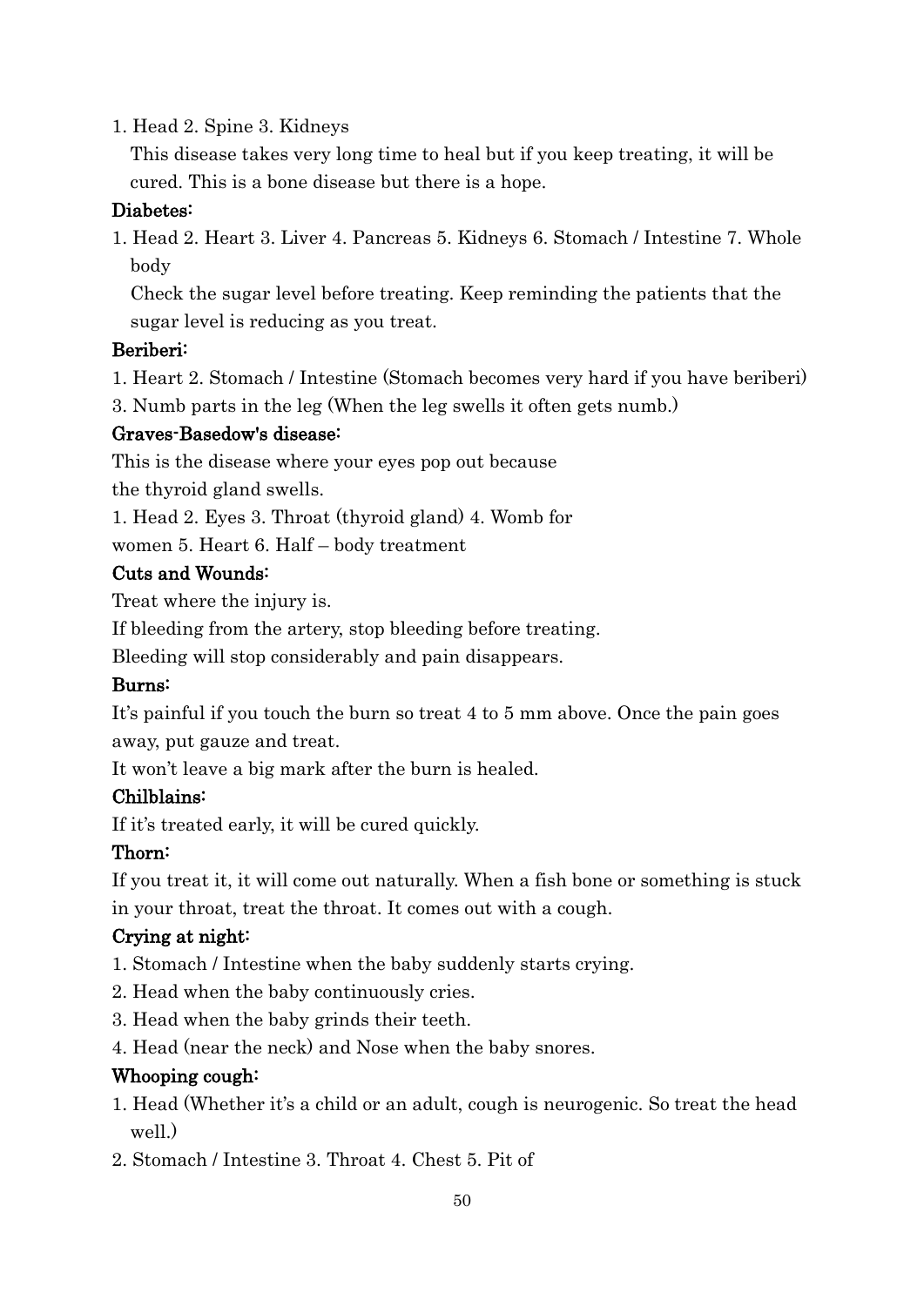1. Head 2. Spine 3. Kidneys

   This disease takes very long time to heal but if you keep treating, it will be cured. This is a bone disease but there is a hope.

**Diabetes:**

1. Head 2. Heart 3. Liver 4. Pancreas 5. Kidneys 6. Stomach / Intestine 7. Whole body

   Check the sugar level before treating. Keep reminding the patients that the sugar level is reducing as you treat.

**Beriberi:**

1. Heart 2. Stomach / Intestine (Stomach becomes very hard if you have beriberi)
3. Numb parts in the leg (When the leg swells it often gets numb.)

**Graves-Basedow's disease:**

This is the disease where your eyes pop out because the thyroid gland swells.

1. Head 2. Eyes 3. Throat (thyroid gland) 4. Womb for women 5. Heart 6. Half – body treatment

**Cuts and Wounds:**

Treat where the injury is.

If bleeding from the artery, stop bleeding before treating.

Bleeding will stop considerably and pain disappears.

**Burns:**

It's painful if you touch the burn so treat 4 to 5 mm above. Once the pain goes away, put gauze and treat.

It won't leave a big mark after the burn is healed.

**Chilblains:**

If it's treated early, it will be cured quickly.

**Thorn:**

If you treat it, it will come out naturally. When a fish bone or something is stuck in your throat, treat the throat. It comes out with a cough.

**Crying at night:**

1. Stomach / Intestine when the baby suddenly starts crying.
2. Head when the baby continuously cries.
3. Head when the baby grinds their teeth.
4. Head (near the neck) and Nose when the baby snores.

**Whooping cough:**

1. Head (Whether it's a child or an adult, cough is neurogenic. So treat the head well.)
2. Stomach / Intestine 3. Throat 4. Chest 5. Pit of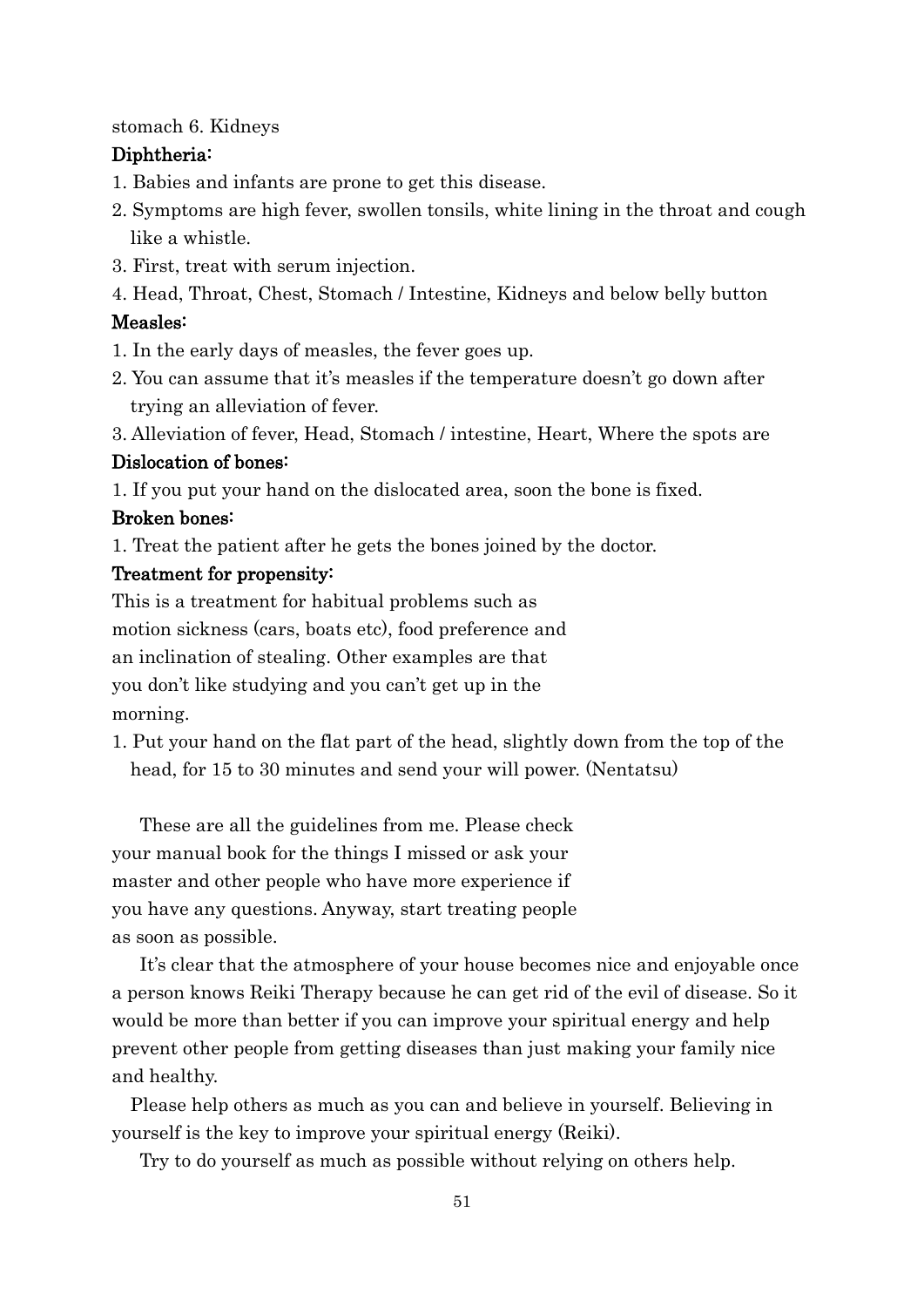stomach 6. Kidneys

**Diphtheria:**

1. Babies and infants are prone to get this disease.
2. Symptoms are high fever, swollen tonsils, white lining in the throat and cough like a whistle.
3. First, treat with serum injection.
4. Head, Throat, Chest, Stomach / Intestine, Kidneys and below belly button

**Measles:**

1. In the early days of measles, the fever goes up.
2. You can assume that it's measles if the temperature doesn't go down after trying an alleviation of fever.
3. Alleviation of fever, Head, Stomach / intestine, Heart, Where the spots are

**Dislocation of bones:**

1. If you put your hand on the dislocated area, soon the bone is fixed.

**Broken bones:**

1. Treat the patient after he gets the bones joined by the doctor.

**Treatment for propensity:**

This is a treatment for habitual problems such as motion sickness (cars, boats etc), food preference and an inclination of stealing. Other examples are that you don't like studying and you can't get up in the morning.

1. Put your hand on the flat part of the head, slightly down from the top of the head, for 15 to 30 minutes and send your will power. (Nentatsu)

These are all the guidelines from me. Please check your manual book for the things I missed or ask your master and other people who have more experience if you have any questions. Anyway, start treating people as soon as possible.

It's clear that the atmosphere of your house becomes nice and enjoyable once a person knows Reiki Therapy because he can get rid of the evil of disease. So it would be more than better if you can improve your spiritual energy and help prevent other people from getting diseases than just making your family nice and healthy.

Please help others as much as you can and believe in yourself. Believing in yourself is the key to improve your spiritual energy (Reiki).

Try to do yourself as much as possible without relying on others help.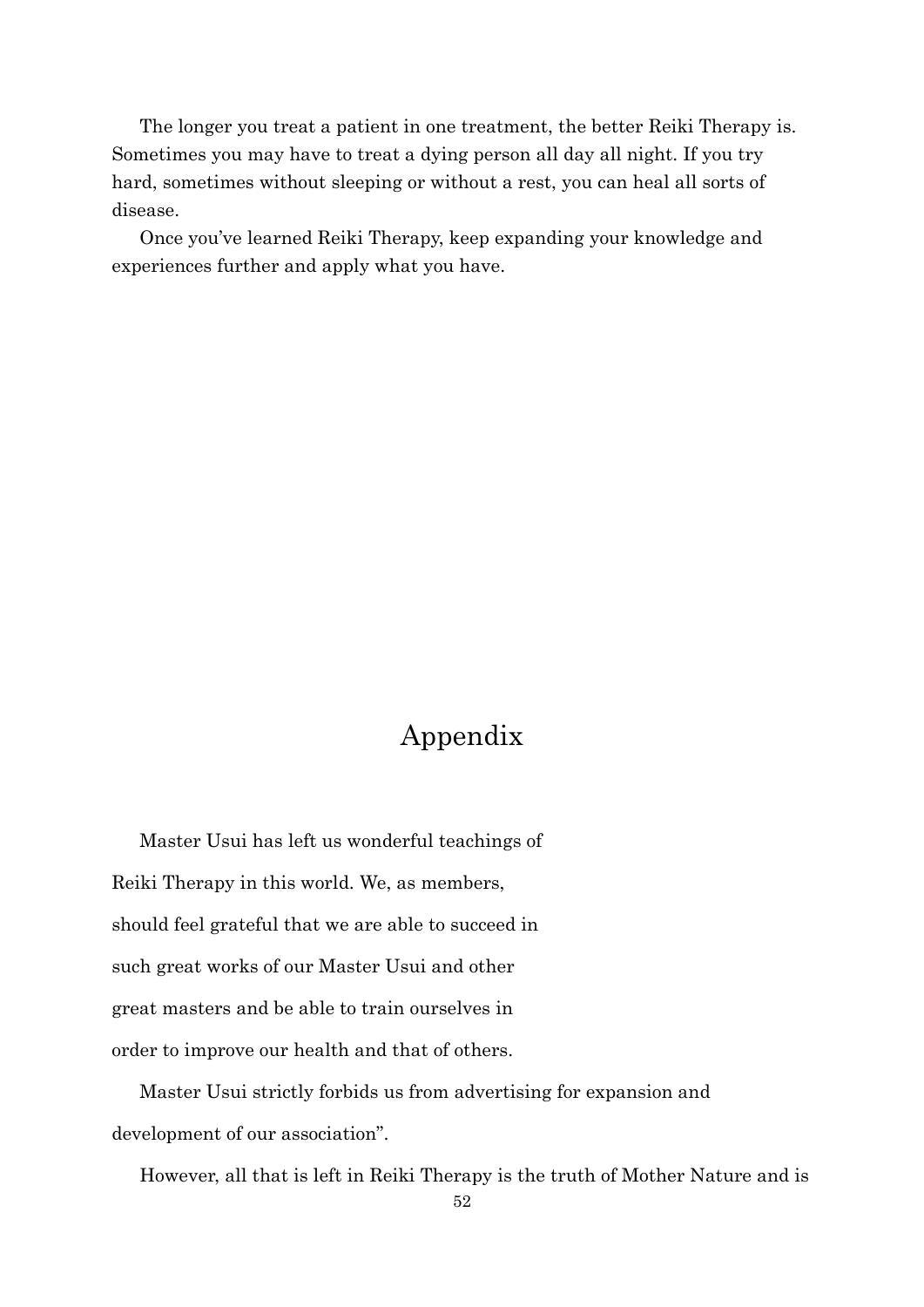The longer you treat a patient in one treatment, the better Reiki Therapy is. Sometimes you may have to treat a dying person all day all night. If you try hard, sometimes without sleeping or without a rest, you can heal all sorts of disease.

Once you've learned Reiki Therapy, keep expanding your knowledge and experiences further and apply what you have.

# Appendix

Master Usui has left us wonderful teachings of Reiki Therapy in this world. We, as members, should feel grateful that we are able to succeed in such great works of our Master Usui and other great masters and be able to train ourselves in order to improve our health and that of others.

Master Usui strictly forbids us from advertising for expansion and development of our association".

However, all that is left in Reiki Therapy is the truth of Mother Nature and is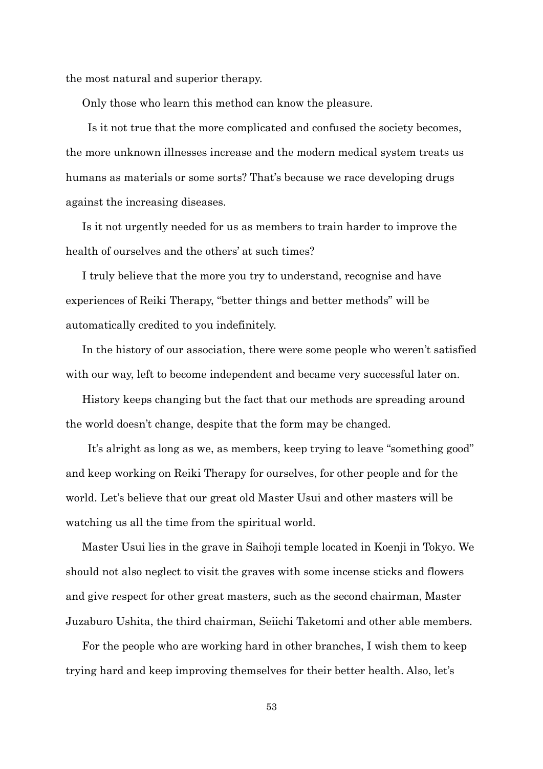the most natural and superior therapy.

Only those who learn this method can know the pleasure.

Is it not true that the more complicated and confused the society becomes, the more unknown illnesses increase and the modern medical system treats us humans as materials or some sorts? That's because we race developing drugs against the increasing diseases.

Is it not urgently needed for us as members to train harder to improve the health of ourselves and the others' at such times?

I truly believe that the more you try to understand, recognise and have experiences of Reiki Therapy, "better things and better methods" will be automatically credited to you indefinitely.

In the history of our association, there were some people who weren't satisfied with our way, left to become independent and became very successful later on.

History keeps changing but the fact that our methods are spreading around the world doesn't change, despite that the form may be changed.

It's alright as long as we, as members, keep trying to leave "something good" and keep working on Reiki Therapy for ourselves, for other people and for the world. Let's believe that our great old Master Usui and other masters will be watching us all the time from the spiritual world.

Master Usui lies in the grave in Saihoji temple located in Koenji in Tokyo. We should not also neglect to visit the graves with some incense sticks and flowers and give respect for other great masters, such as the second chairman, Master Juzaburo Ushita, the third chairman, Seiichi Taketomi and other able members.

For the people who are working hard in other branches, I wish them to keep trying hard and keep improving themselves for their better health. Also, let's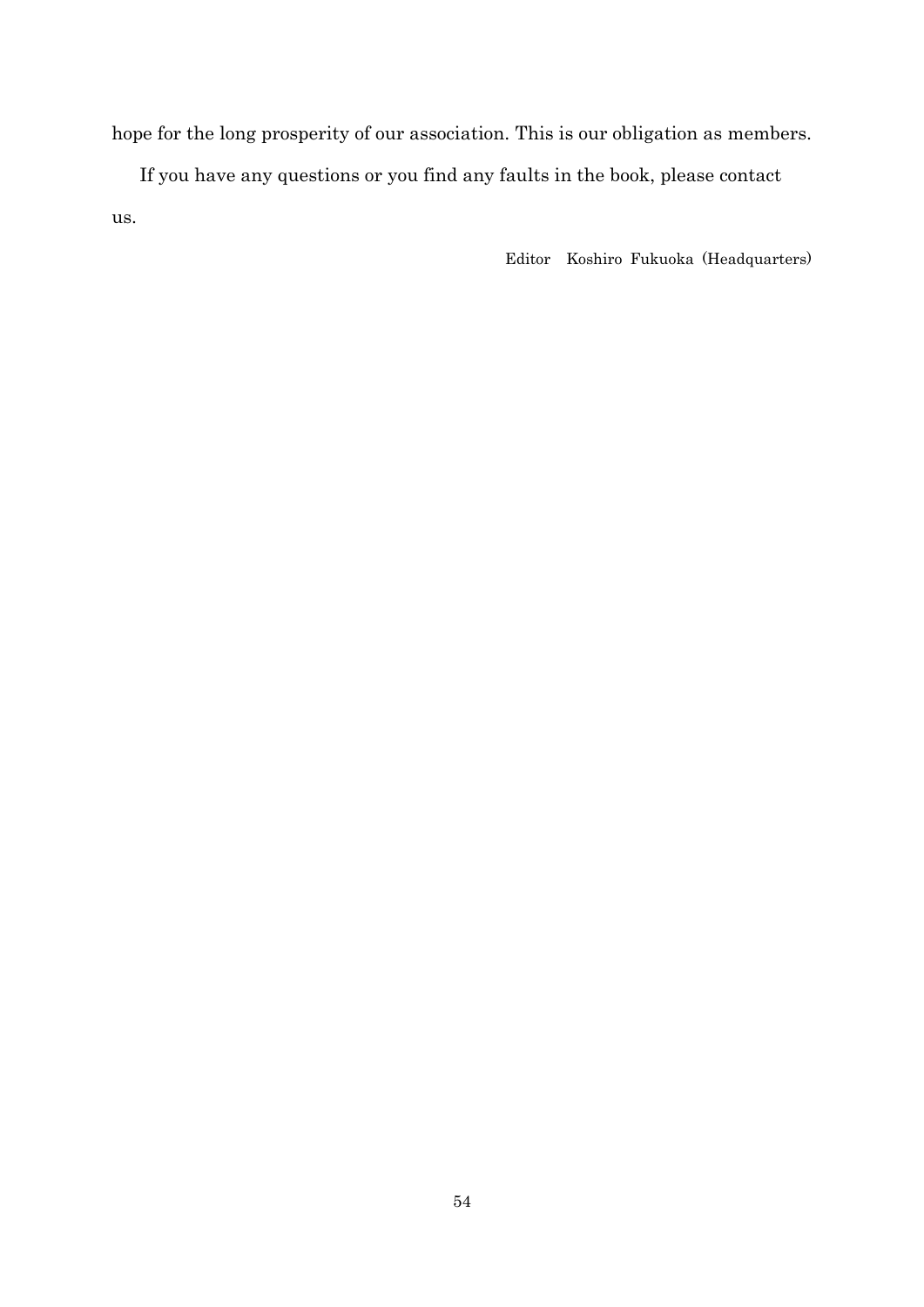hope for the long prosperity of our association. This is our obligation as members.

If you have any questions or you find any faults in the book, please contact us.

Editor　Koshiro Fukuoka（Headquarters）